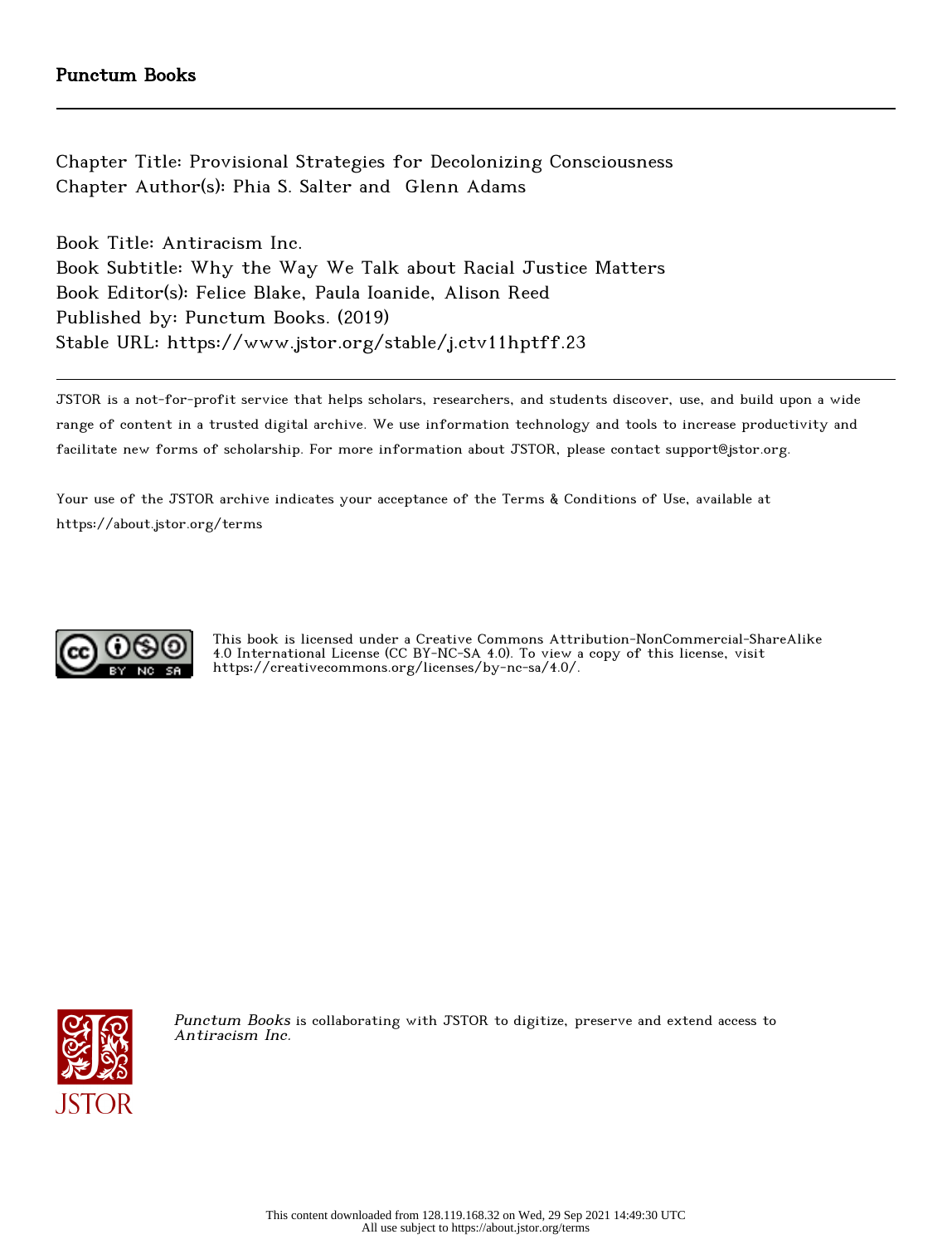**Punctum Books**

---

Chapter Title: Provisional Strategies for Decolonizing Consciousness
Chapter Author(s): Phia S. Salter and Glenn Adams

Book Title: Antiracism Inc.
Book Subtitle: Why the Way We Talk about Racial Justice Matters
Book Editor(s): Felice Blake, Paula Ioanide, Alison Reed
Published by: Punctum Books. (2019)
Stable URL: https://www.jstor.org/stable/j.ctv11hptff.23

---

JSTOR is a not-for-profit service that helps scholars, researchers, and students discover, use, and build upon a wide range of content in a trusted digital archive. We use information technology and tools to increase productivity and facilitate new forms of scholarship. For more information about JSTOR, please contact support@jstor.org.

Your use of the JSTOR archive indicates your acceptance of the Terms & Conditions of Use, available at https://about.jstor.org/terms

This book is licensed under a Creative Commons Attribution-NonCommercial-ShareAlike 4.0 International License (CC BY-NC-SA 4.0). To view a copy of this license, visit https://creativecommons.org/licenses/by-nc-sa/4.0/.

*Punctum Books* is collaborating with JSTOR to digitize, preserve and extend access to *Antiracism Inc.*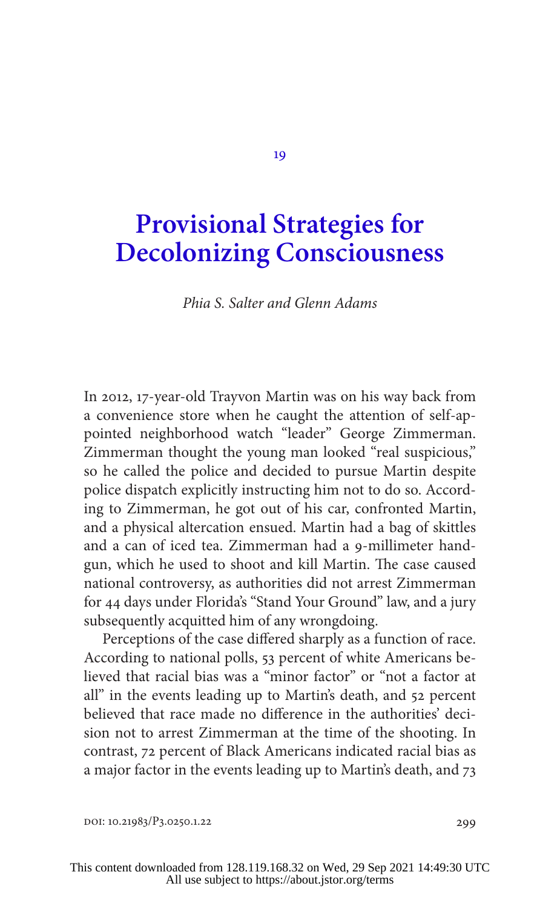# 19

# Provisional Strategies for Decolonizing Consciousness

*Phia S. Salter and Glenn Adams*

In 2012, 17-year-old Trayvon Martin was on his way back from a convenience store when he caught the attention of self-appointed neighborhood watch "leader" George Zimmerman. Zimmerman thought the young man looked "real suspicious," so he called the police and decided to pursue Martin despite police dispatch explicitly instructing him not to do so. According to Zimmerman, he got out of his car, confronted Martin, and a physical altercation ensued. Martin had a bag of skittles and a can of iced tea. Zimmerman had a 9-millimeter handgun, which he used to shoot and kill Martin. The case caused national controversy, as authorities did not arrest Zimmerman for 44 days under Florida's "Stand Your Ground" law, and a jury subsequently acquitted him of any wrongdoing.

Perceptions of the case differed sharply as a function of race. According to national polls, 53 percent of white Americans believed that racial bias was a "minor factor" or "not a factor at all" in the events leading up to Martin's death, and 52 percent believed that race made no difference in the authorities' decision not to arrest Zimmerman at the time of the shooting. In contrast, 72 percent of Black Americans indicated racial bias as a major factor in the events leading up to Martin's death, and 73

DOI: 10.21983/P3.0250.1.22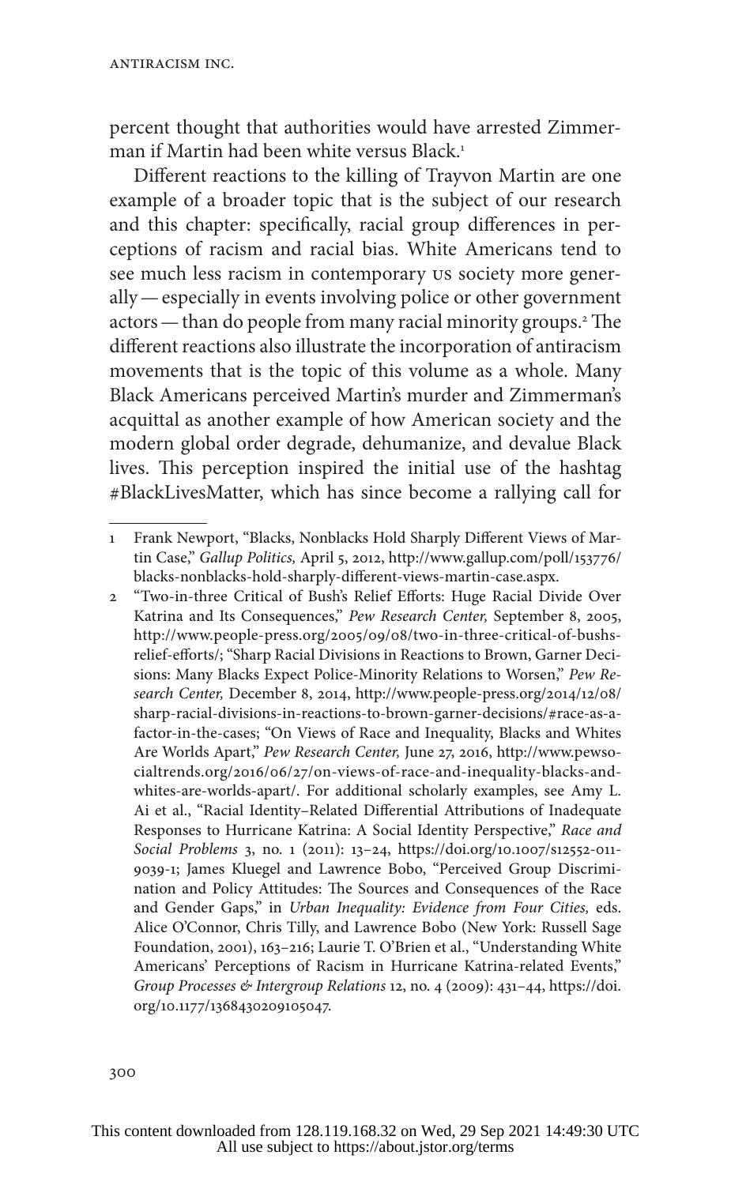percent thought that authorities would have arrested Zimmerman if Martin had been white versus Black.[1]

Different reactions to the killing of Trayvon Martin are one example of a broader topic that is the subject of our research and this chapter: specifically, racial group differences in perceptions of racism and racial bias. White Americans tend to see much less racism in contemporary US society more generally — especially in events involving police or other government actors — than do people from many racial minority groups.[2] The different reactions also illustrate the incorporation of antiracism movements that is the topic of this volume as a whole. Many Black Americans perceived Martin's murder and Zimmerman's acquittal as another example of how American society and the modern global order degrade, dehumanize, and devalue Black lives. This perception inspired the initial use of the hashtag #BlackLivesMatter, which has since become a rallying call for

---

1 Frank Newport, "Blacks, Nonblacks Hold Sharply Different Views of Martin Case," *Gallup Politics,* April 5, 2012, http://www.gallup.com/poll/153776/blacks-nonblacks-hold-sharply-different-views-martin-case.aspx.

2 "Two-in-three Critical of Bush's Relief Efforts: Huge Racial Divide Over Katrina and Its Consequences," *Pew Research Center,* September 8, 2005, http://www.people-press.org/2005/09/08/two-in-three-critical-of-bushs-relief-efforts/; "Sharp Racial Divisions in Reactions to Brown, Garner Decisions: Many Blacks Expect Police-Minority Relations to Worsen," *Pew Research Center,* December 8, 2014, http://www.people-press.org/2014/12/08/sharp-racial-divisions-in-reactions-to-brown-garner-decisions/#race-as-a-factor-in-the-cases; "On Views of Race and Inequality, Blacks and Whites Are Worlds Apart," *Pew Research Center,* June 27, 2016, http://www.pewsocialtrends.org/2016/06/27/on-views-of-race-and-inequality-blacks-and-whites-are-worlds-apart/. For additional scholarly examples, see Amy L. Ai et al., "Racial Identity–Related Differential Attributions of Inadequate Responses to Hurricane Katrina: A Social Identity Perspective," *Race and Social Problems* 3, no. 1 (2011): 13–24, https://doi.org/10.1007/s12552-011-9039-1; James Kluegel and Lawrence Bobo, "Perceived Group Discrimination and Policy Attitudes: The Sources and Consequences of the Race and Gender Gaps," in *Urban Inequality: Evidence from Four Cities,* eds. Alice O'Connor, Chris Tilly, and Lawrence Bobo (New York: Russell Sage Foundation, 2001), 163–216; Laurie T. O'Brien et al., "Understanding White Americans' Perceptions of Racism in Hurricane Katrina-related Events," *Group Processes & Intergroup Relations* 12, no. 4 (2009): 431–44, https://doi.org/10.1177/1368430209105047.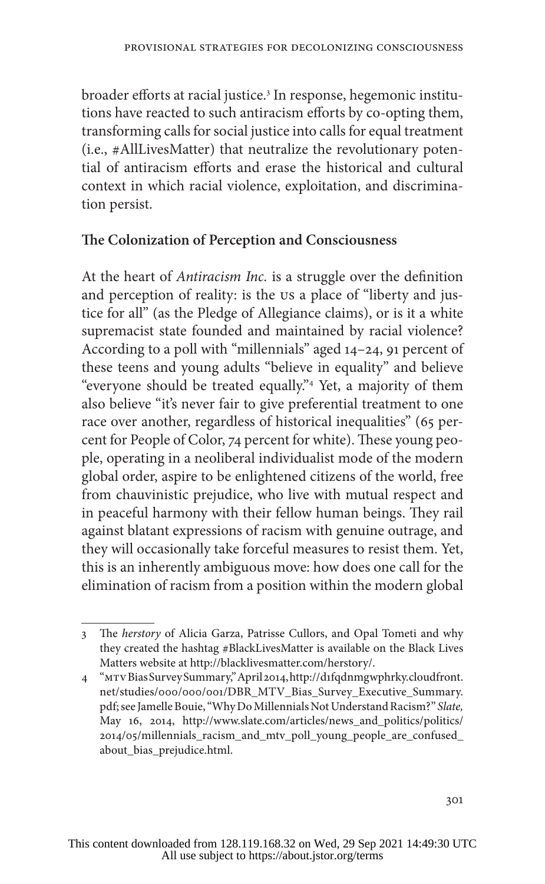broader efforts at racial justice.[3] In response, hegemonic institutions have reacted to such antiracism efforts by co-opting them, transforming calls for social justice into calls for equal treatment (i.e., #AllLivesMatter) that neutralize the revolutionary potential of antiracism efforts and erase the historical and cultural context in which racial violence, exploitation, and discrimination persist.

## The Colonization of Perception and Consciousness

At the heart of *Antiracism Inc.* is a struggle over the definition and perception of reality: is the US a place of "liberty and justice for all" (as the Pledge of Allegiance claims), or is it a white supremacist state founded and maintained by racial violence? According to a poll with "millennials" aged 14–24, 91 percent of these teens and young adults "believe in equality" and believe "everyone should be treated equally."[4] Yet, a majority of them also believe "it's never fair to give preferential treatment to one race over another, regardless of historical inequalities" (65 percent for People of Color, 74 percent for white). These young people, operating in a neoliberal individualist mode of the modern global order, aspire to be enlightened citizens of the world, free from chauvinistic prejudice, who live with mutual respect and in peaceful harmony with their fellow human beings. They rail against blatant expressions of racism with genuine outrage, and they will occasionally take forceful measures to resist them. Yet, this is an inherently ambiguous move: how does one call for the elimination of racism from a position within the modern global

---

3 The *herstory* of Alicia Garza, Patrisse Cullors, and Opal Tometi and why they created the hashtag #BlackLivesMatter is available on the Black Lives Matters website at http://blacklivesmatter.com/herstory/.

4 "MTV Bias Survey Summary," April 2014, http://d1fqdnmgwphrky.cloudfront.net/studies/000/000/001/DBR_MTV_Bias_Survey_Executive_Summary.pdf; see Jamelle Bouie, "Why Do Millennials Not Understand Racism?" *Slate,* May 16, 2014, http://www.slate.com/articles/news_and_politics/politics/2014/05/millennials_racism_and_mtv_poll_young_people_are_confused_about_bias_prejudice.html.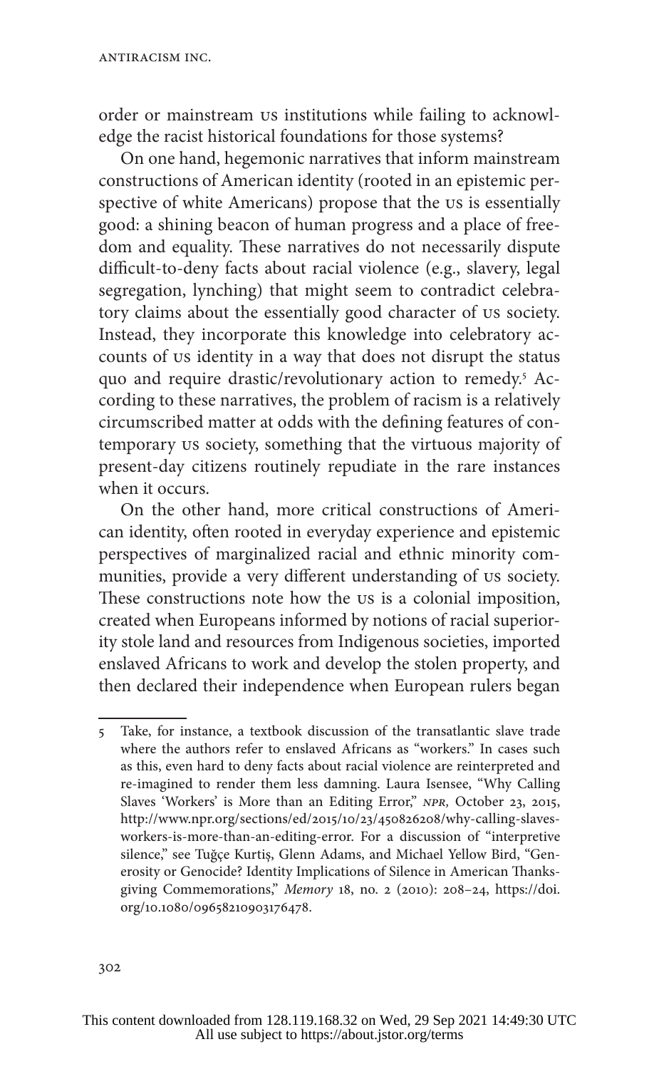order or mainstream US institutions while failing to acknowledge the racist historical foundations for those systems?

On one hand, hegemonic narratives that inform mainstream constructions of American identity (rooted in an epistemic perspective of white Americans) propose that the US is essentially good: a shining beacon of human progress and a place of freedom and equality. These narratives do not necessarily dispute difficult-to-deny facts about racial violence (e.g., slavery, legal segregation, lynching) that might seem to contradict celebratory claims about the essentially good character of US society. Instead, they incorporate this knowledge into celebratory accounts of US identity in a way that does not disrupt the status quo and require drastic/revolutionary action to remedy.[5] According to these narratives, the problem of racism is a relatively circumscribed matter at odds with the defining features of contemporary US society, something that the virtuous majority of present-day citizens routinely repudiate in the rare instances when it occurs.

On the other hand, more critical constructions of American identity, often rooted in everyday experience and epistemic perspectives of marginalized racial and ethnic minority communities, provide a very different understanding of US society. These constructions note how the US is a colonial imposition, created when Europeans informed by notions of racial superiority stole land and resources from Indigenous societies, imported enslaved Africans to work and develop the stolen property, and then declared their independence when European rulers began

---

5 Take, for instance, a textbook discussion of the transatlantic slave trade where the authors refer to enslaved Africans as "workers." In cases such as this, even hard to deny facts about racial violence are reinterpreted and re-imagined to render them less damning. Laura Isensee, "Why Calling Slaves 'Workers' is More than an Editing Error," *NPR*, October 23, 2015, http://www.npr.org/sections/ed/2015/10/23/450826208/why-calling-slaves-workers-is-more-than-an-editing-error. For a discussion of "interpretive silence," see Tuğçe Kurtiş, Glenn Adams, and Michael Yellow Bird, "Generosity or Genocide? Identity Implications of Silence in American Thanksgiving Commemorations," *Memory* 18, no. 2 (2010): 208–24, https://doi.org/10.1080/09658210903176478.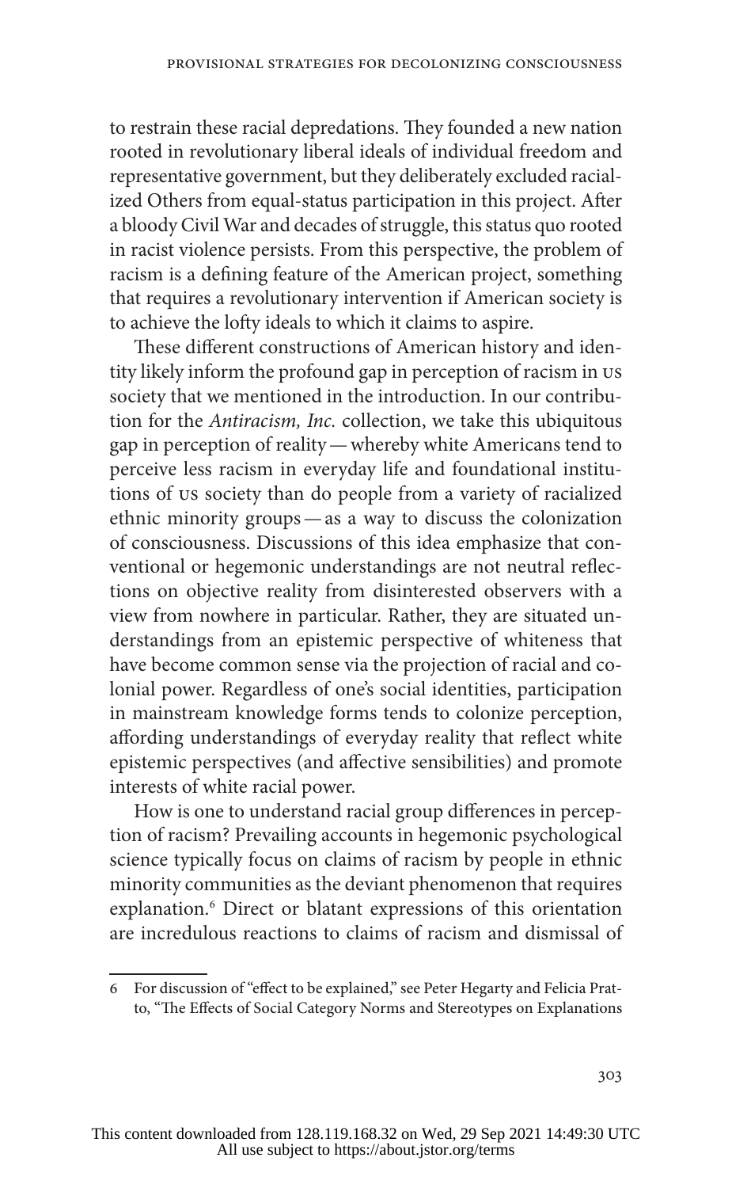to restrain these racial depredations. They founded a new nation rooted in revolutionary liberal ideals of individual freedom and representative government, but they deliberately excluded racialized Others from equal-status participation in this project. After a bloody Civil War and decades of struggle, this status quo rooted in racist violence persists. From this perspective, the problem of racism is a defining feature of the American project, something that requires a revolutionary intervention if American society is to achieve the lofty ideals to which it claims to aspire.

These different constructions of American history and identity likely inform the profound gap in perception of racism in US society that we mentioned in the introduction. In our contribution for the *Antiracism, Inc.* collection, we take this ubiquitous gap in perception of reality — whereby white Americans tend to perceive less racism in everyday life and foundational institutions of US society than do people from a variety of racialized ethnic minority groups — as a way to discuss the colonization of consciousness. Discussions of this idea emphasize that conventional or hegemonic understandings are not neutral reflections on objective reality from disinterested observers with a view from nowhere in particular. Rather, they are situated understandings from an epistemic perspective of whiteness that have become common sense via the projection of racial and colonial power. Regardless of one's social identities, participation in mainstream knowledge forms tends to colonize perception, affording understandings of everyday reality that reflect white epistemic perspectives (and affective sensibilities) and promote interests of white racial power.

How is one to understand racial group differences in perception of racism? Prevailing accounts in hegemonic psychological science typically focus on claims of racism by people in ethnic minority communities as the deviant phenomenon that requires explanation.[6] Direct or blatant expressions of this orientation are incredulous reactions to claims of racism and dismissal of

6 For discussion of "effect to be explained," see Peter Hegarty and Felicia Pratto, "The Effects of Social Category Norms and Stereotypes on Explanations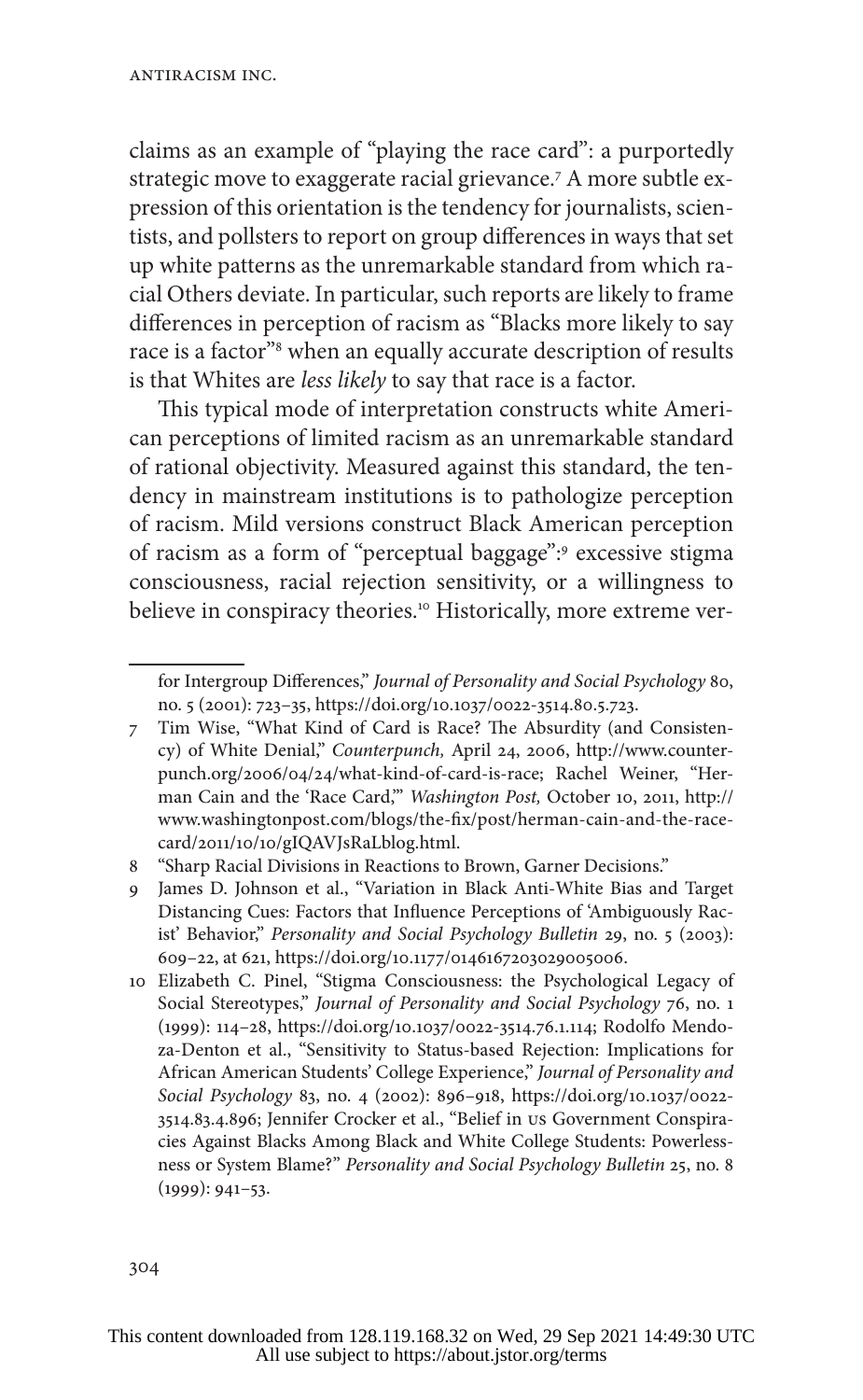claims as an example of "playing the race card": a purportedly strategic move to exaggerate racial grievance.[7] A more subtle expression of this orientation is the tendency for journalists, scientists, and pollsters to report on group differences in ways that set up white patterns as the unremarkable standard from which racial Others deviate. In particular, such reports are likely to frame differences in perception of racism as "Blacks more likely to say race is a factor"[8] when an equally accurate description of results is that Whites are *less likely* to say that race is a factor.

This typical mode of interpretation constructs white American perceptions of limited racism as an unremarkable standard of rational objectivity. Measured against this standard, the tendency in mainstream institutions is to pathologize perception of racism. Mild versions construct Black American perception of racism as a form of "perceptual baggage":[9] excessive stigma consciousness, racial rejection sensitivity, or a willingness to believe in conspiracy theories.[10] Historically, more extreme ver-

---

for Intergroup Differences," *Journal of Personality and Social Psychology* 80, no. 5 (2001): 723–35, https://doi.org/10.1037/0022-3514.80.5.723.

7 Tim Wise, "What Kind of Card is Race? The Absurdity (and Consistency) of White Denial," *Counterpunch,* April 24, 2006, http://www.counterpunch.org/2006/04/24/what-kind-of-card-is-race; Rachel Weiner, "Herman Cain and the 'Race Card,'" *Washington Post,* October 10, 2011, http://www.washingtonpost.com/blogs/the-fix/post/herman-cain-and-the-race-card/2011/10/10/gIQAVJsRaLblog.html.

8 "Sharp Racial Divisions in Reactions to Brown, Garner Decisions."

9 James D. Johnson et al., "Variation in Black Anti-White Bias and Target Distancing Cues: Factors that Influence Perceptions of 'Ambiguously Racist' Behavior," *Personality and Social Psychology Bulletin* 29, no. 5 (2003): 609–22, at 621, https://doi.org/10.1177/0146167203029005006.

10 Elizabeth C. Pinel, "Stigma Consciousness: the Psychological Legacy of Social Stereotypes," *Journal of Personality and Social Psychology* 76, no. 1 (1999): 114–28, https://doi.org/10.1037/0022-3514.76.1.114; Rodolfo Mendoza-Denton et al., "Sensitivity to Status-based Rejection: Implications for African American Students' College Experience," *Journal of Personality and Social Psychology* 83, no. 4 (2002): 896–918, https://doi.org/10.1037/0022-3514.83.4.896; Jennifer Crocker et al., "Belief in US Government Conspiracies Against Blacks Among Black and White College Students: Powerlessness or System Blame?" *Personality and Social Psychology Bulletin* 25, no. 8 (1999): 941–53.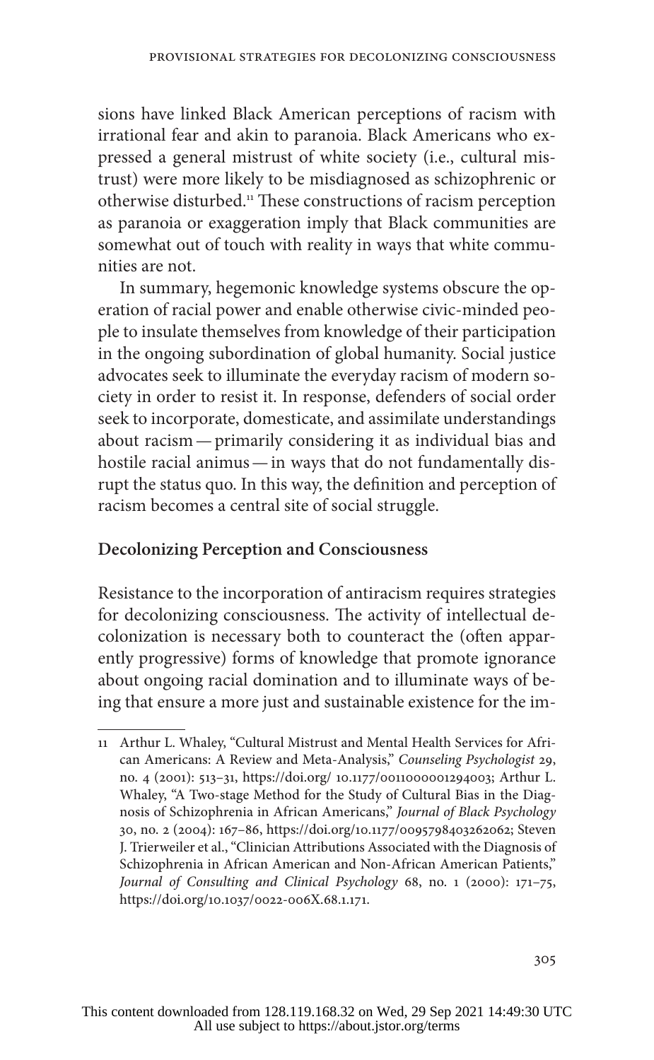sions have linked Black American perceptions of racism with irrational fear and akin to paranoia. Black Americans who expressed a general mistrust of white society (i.e., cultural mistrust) were more likely to be misdiagnosed as schizophrenic or otherwise disturbed.[11] These constructions of racism perception as paranoia or exaggeration imply that Black communities are somewhat out of touch with reality in ways that white communities are not.

In summary, hegemonic knowledge systems obscure the operation of racial power and enable otherwise civic-minded people to insulate themselves from knowledge of their participation in the ongoing subordination of global humanity. Social justice advocates seek to illuminate the everyday racism of modern society in order to resist it. In response, defenders of social order seek to incorporate, domesticate, and assimilate understandings about racism — primarily considering it as individual bias and hostile racial animus — in ways that do not fundamentally disrupt the status quo. In this way, the definition and perception of racism becomes a central site of social struggle.

### Decolonizing Perception and Consciousness

Resistance to the incorporation of antiracism requires strategies for decolonizing consciousness. The activity of intellectual decolonization is necessary both to counteract the (often apparently progressive) forms of knowledge that promote ignorance about ongoing racial domination and to illuminate ways of being that ensure a more just and sustainable existence for the im-

---

11 Arthur L. Whaley, "Cultural Mistrust and Mental Health Services for African Americans: A Review and Meta-Analysis," *Counseling Psychologist* 29, no. 4 (2001): 513–31, https://doi.org/ 10.1177/0011000001294003; Arthur L. Whaley, "A Two-stage Method for the Study of Cultural Bias in the Diagnosis of Schizophrenia in African Americans," *Journal of Black Psychology* 30, no. 2 (2004): 167–86, https://doi.org/10.1177/0095798403262062; Steven J. Trierweiler et al., "Clinician Attributions Associated with the Diagnosis of Schizophrenia in African American and Non-African American Patients," *Journal of Consulting and Clinical Psychology* 68, no. 1 (2000): 171–75, https://doi.org/10.1037/0022-006X.68.1.171.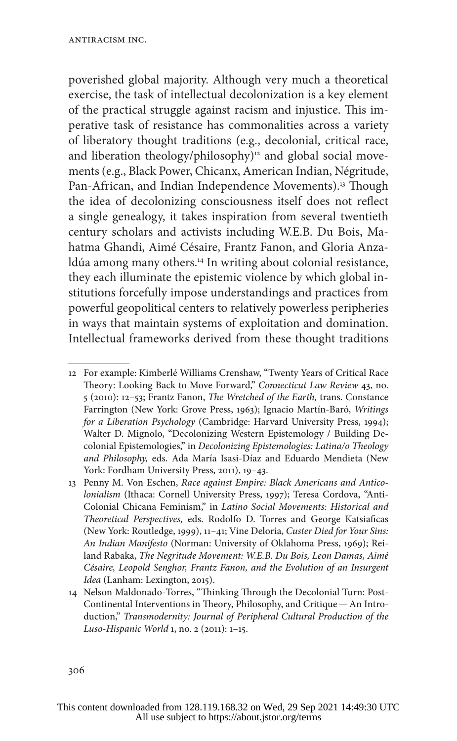poverished global majority. Although very much a theoretical exercise, the task of intellectual decolonization is a key element of the practical struggle against racism and injustice. This imperative task of resistance has commonalities across a variety of liberatory thought traditions (e.g., decolonial, critical race, and liberation theology/philosophy)[12] and global social movements (e.g., Black Power, Chicanx, American Indian, Négritude, Pan-African, and Indian Independence Movements).[13] Though the idea of decolonizing consciousness itself does not reflect a single genealogy, it takes inspiration from several twentieth century scholars and activists including W.E.B. Du Bois, Mahatma Ghandi, Aimé Césaire, Frantz Fanon, and Gloria Anzaldúa among many others.[14] In writing about colonial resistance, they each illuminate the epistemic violence by which global institutions forcefully impose understandings and practices from powerful geopolitical centers to relatively powerless peripheries in ways that maintain systems of exploitation and domination. Intellectual frameworks derived from these thought traditions

---

12 For example: Kimberlé Williams Crenshaw, "Twenty Years of Critical Race Theory: Looking Back to Move Forward," *Connecticut Law Review* 43, no. 5 (2010): 12–53; Frantz Fanon, *The Wretched of the Earth,* trans. Constance Farrington (New York: Grove Press, 1963); Ignacio Martín-Baró, *Writings for a Liberation Psychology* (Cambridge: Harvard University Press, 1994); Walter D. Mignolo, "Decolonizing Western Epistemology / Building Decolonial Epistemologies," in *Decolonizing Epistemologies: Latina/o Theology and Philosophy,* eds. Ada María Isasi-Díaz and Eduardo Mendieta (New York: Fordham University Press, 2011), 19–43.

13 Penny M. Von Eschen, *Race against Empire: Black Americans and Anticolonialism* (Ithaca: Cornell University Press, 1997); Teresa Cordova, "Anti-Colonial Chicana Feminism," in *Latino Social Movements: Historical and Theoretical Perspectives,* eds. Rodolfo D. Torres and George Katsiaficas (New York: Routledge, 1999), 11–41; Vine Deloria, *Custer Died for Your Sins: An Indian Manifesto* (Norman: University of Oklahoma Press, 1969); Reiland Rabaka, *The Negritude Movement: W.E.B. Du Bois, Leon Damas, Aimé Césaire, Leopold Senghor, Frantz Fanon, and the Evolution of an Insurgent Idea* (Lanham: Lexington, 2015).

14 Nelson Maldonado-Torres, "Thinking Through the Decolonial Turn: Post-Continental Interventions in Theory, Philosophy, and Critique — An Introduction," *Transmodernity: Journal of Peripheral Cultural Production of the Luso-Hispanic World* 1, no. 2 (2011): 1–15.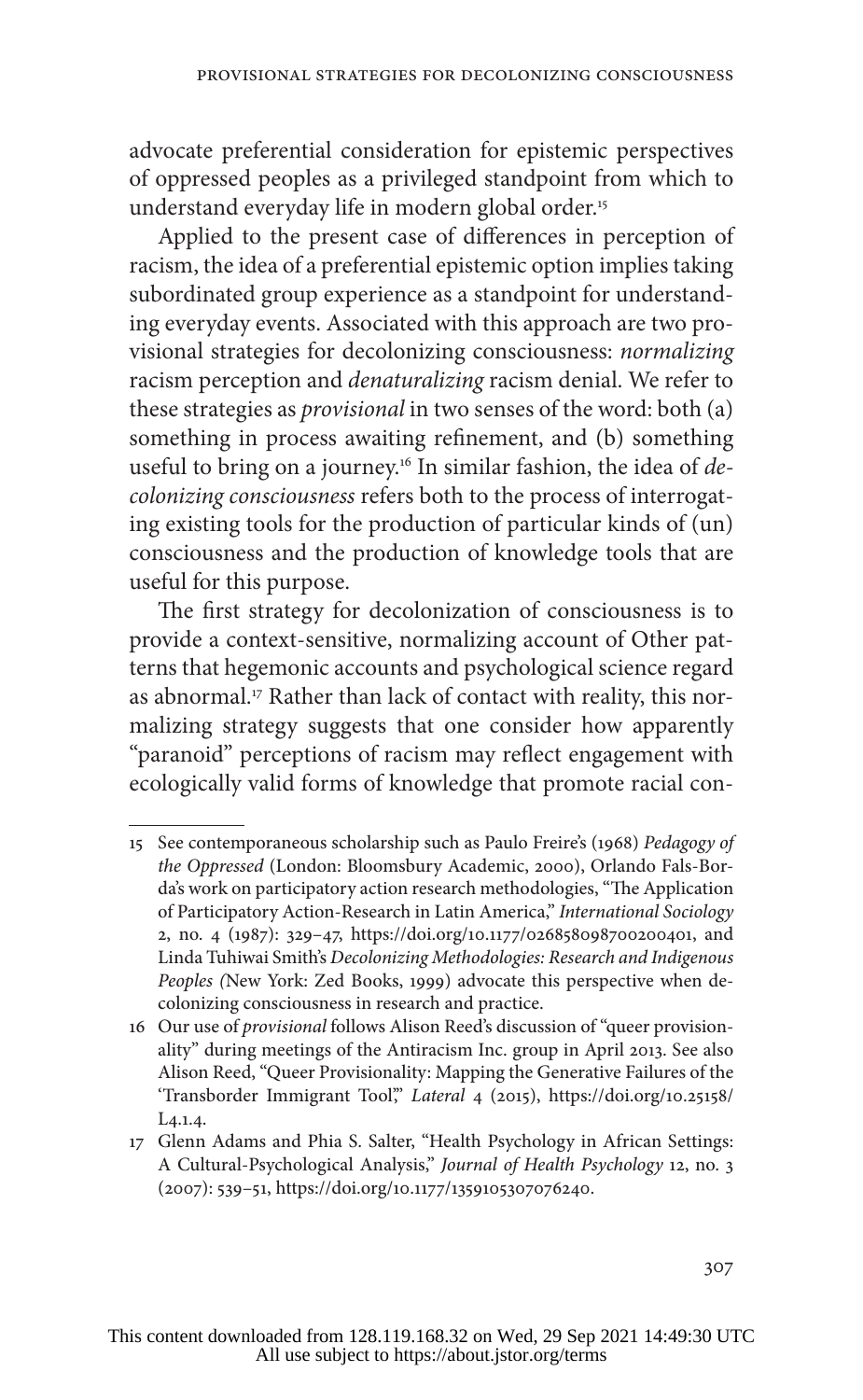advocate preferential consideration for epistemic perspectives of oppressed peoples as a privileged standpoint from which to understand everyday life in modern global order.[15]

Applied to the present case of differences in perception of racism, the idea of a preferential epistemic option implies taking subordinated group experience as a standpoint for understanding everyday events. Associated with this approach are two provisional strategies for decolonizing consciousness: *normalizing* racism perception and *denaturalizing* racism denial. We refer to these strategies as *provisional* in two senses of the word: both (a) something in process awaiting refinement, and (b) something useful to bring on a journey.[16] In similar fashion, the idea of *decolonizing consciousness* refers both to the process of interrogating existing tools for the production of particular kinds of (un)consciousness and the production of knowledge tools that are useful for this purpose.

The first strategy for decolonization of consciousness is to provide a context-sensitive, normalizing account of Other patterns that hegemonic accounts and psychological science regard as abnormal.[17] Rather than lack of contact with reality, this normalizing strategy suggests that one consider how apparently "paranoid" perceptions of racism may reflect engagement with ecologically valid forms of knowledge that promote racial con-

---

15 See contemporaneous scholarship such as Paulo Freire's (1968) *Pedagogy of the Oppressed* (London: Bloomsbury Academic, 2000), Orlando Fals-Borda's work on participatory action research methodologies, "The Application of Participatory Action-Research in Latin America," *International Sociology* 2, no. 4 (1987): 329–47, https://doi.org/10.1177/026858098700200401, and Linda Tuhiwai Smith's *Decolonizing Methodologies: Research and Indigenous Peoples (*New York: Zed Books, 1999) advocate this perspective when decolonizing consciousness in research and practice.

16 Our use of *provisional* follows Alison Reed's discussion of "queer provisionality" during meetings of the Antiracism Inc. group in April 2013. See also Alison Reed, "Queer Provisionality: Mapping the Generative Failures of the 'Transborder Immigrant Tool'," *Lateral* 4 (2015), https://doi.org/10.25158/L4.1.4.

17 Glenn Adams and Phia S. Salter, "Health Psychology in African Settings: A Cultural-Psychological Analysis," *Journal of Health Psychology* 12, no. 3 (2007): 539–51, https://doi.org/10.1177/1359105307076240.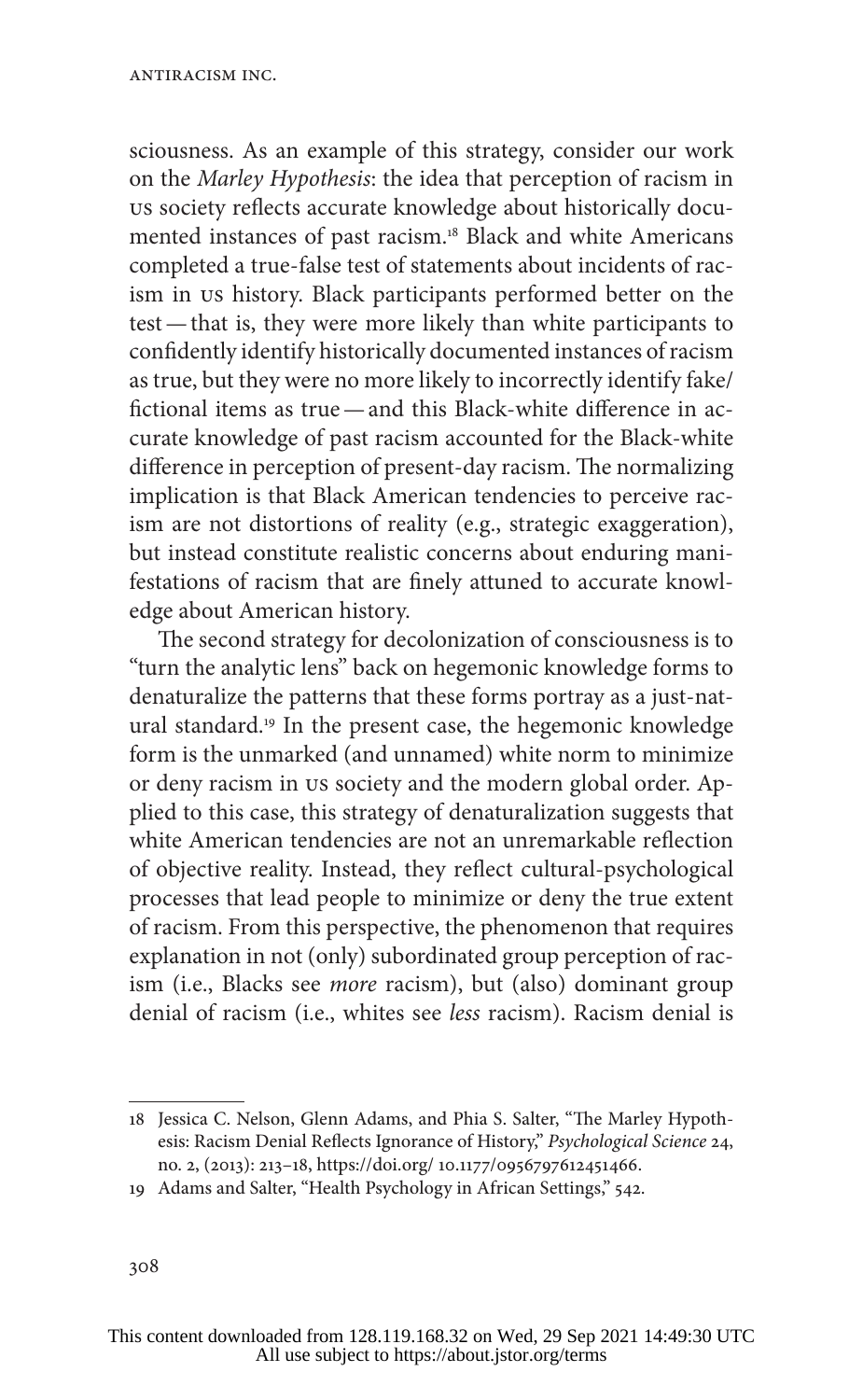sciousness. As an example of this strategy, consider our work on the *Marley Hypothesis*: the idea that perception of racism in US society reflects accurate knowledge about historically documented instances of past racism.[18] Black and white Americans completed a true-false test of statements about incidents of racism in US history. Black participants performed better on the test — that is, they were more likely than white participants to confidently identify historically documented instances of racism as true, but they were no more likely to incorrectly identify fake/fictional items as true — and this Black-white difference in accurate knowledge of past racism accounted for the Black-white difference in perception of present-day racism. The normalizing implication is that Black American tendencies to perceive racism are not distortions of reality (e.g., strategic exaggeration), but instead constitute realistic concerns about enduring manifestations of racism that are finely attuned to accurate knowledge about American history.

The second strategy for decolonization of consciousness is to "turn the analytic lens" back on hegemonic knowledge forms to denaturalize the patterns that these forms portray as a just-natural standard.[19] In the present case, the hegemonic knowledge form is the unmarked (and unnamed) white norm to minimize or deny racism in US society and the modern global order. Applied to this case, this strategy of denaturalization suggests that white American tendencies are not an unremarkable reflection of objective reality. Instead, they reflect cultural-psychological processes that lead people to minimize or deny the true extent of racism. From this perspective, the phenomenon that requires explanation in not (only) subordinated group perception of racism (i.e., Blacks see *more* racism), but (also) dominant group denial of racism (i.e., whites see *less* racism). Racism denial is

---

18 Jessica C. Nelson, Glenn Adams, and Phia S. Salter, "The Marley Hypothesis: Racism Denial Reflects Ignorance of History," *Psychological Science* 24, no. 2, (2013): 213–18, https://doi.org/ 10.1177/0956797612451466.

19 Adams and Salter, "Health Psychology in African Settings," 542.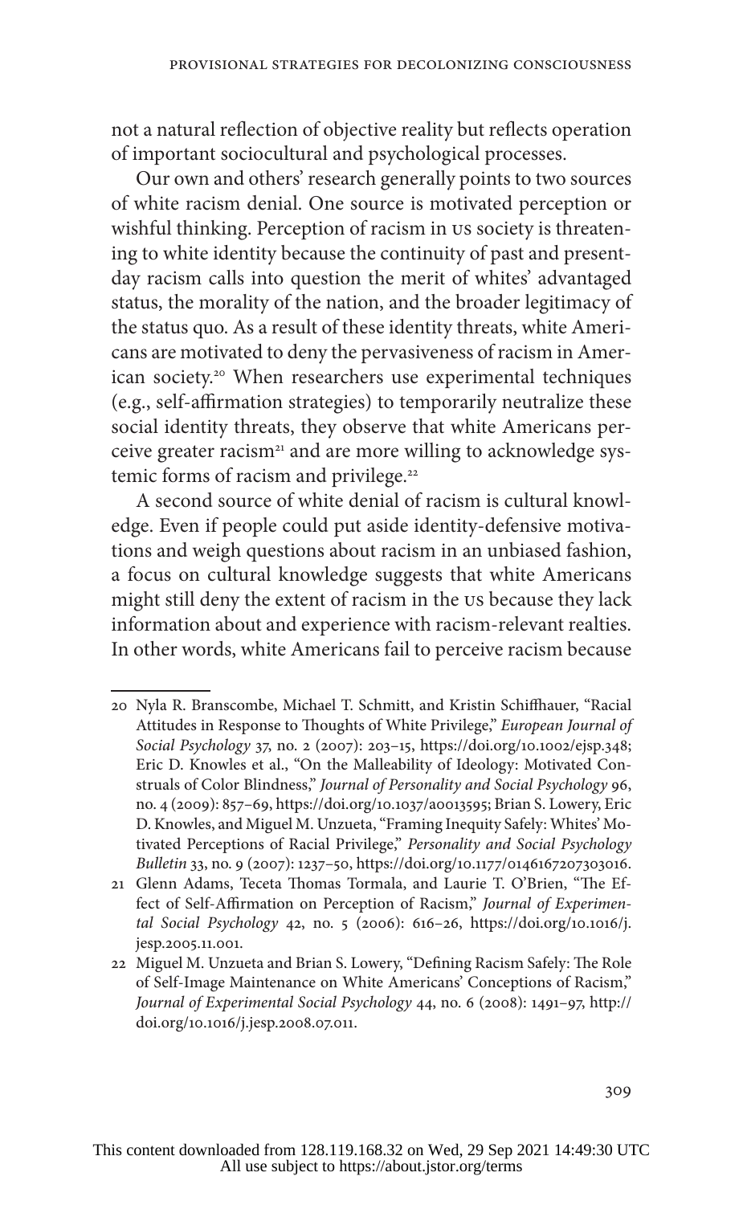not a natural reflection of objective reality but reflects operation of important sociocultural and psychological processes.

Our own and others' research generally points to two sources of white racism denial. One source is motivated perception or wishful thinking. Perception of racism in US society is threatening to white identity because the continuity of past and present-day racism calls into question the merit of whites' advantaged status, the morality of the nation, and the broader legitimacy of the status quo. As a result of these identity threats, white Americans are motivated to deny the pervasiveness of racism in American society.[20] When researchers use experimental techniques (e.g., self-affirmation strategies) to temporarily neutralize these social identity threats, they observe that white Americans perceive greater racism[21] and are more willing to acknowledge systemic forms of racism and privilege.[22]

A second source of white denial of racism is cultural knowledge. Even if people could put aside identity-defensive motivations and weigh questions about racism in an unbiased fashion, a focus on cultural knowledge suggests that white Americans might still deny the extent of racism in the US because they lack information about and experience with racism-relevant realties. In other words, white Americans fail to perceive racism because

---

20 Nyla R. Branscombe, Michael T. Schmitt, and Kristin Schiffhauer, "Racial Attitudes in Response to Thoughts of White Privilege," *European Journal of Social Psychology* 37, no. 2 (2007): 203–15, https://doi.org/10.1002/ejsp.348; Eric D. Knowles et al., "On the Malleability of Ideology: Motivated Construals of Color Blindness," *Journal of Personality and Social Psychology* 96, no. 4 (2009): 857–69, https://doi.org/10.1037/a0013595; Brian S. Lowery, Eric D. Knowles, and Miguel M. Unzueta, "Framing Inequity Safely: Whites' Motivated Perceptions of Racial Privilege," *Personality and Social Psychology Bulletin* 33, no. 9 (2007): 1237–50, https://doi.org/10.1177/0146167207303016.

21 Glenn Adams, Teceta Thomas Tormala, and Laurie T. O'Brien, "The Effect of Self-Affirmation on Perception of Racism," *Journal of Experimental Social Psychology* 42, no. 5 (2006): 616–26, https://doi.org/10.1016/j.jesp.2005.11.001.

22 Miguel M. Unzueta and Brian S. Lowery, "Defining Racism Safely: The Role of Self-Image Maintenance on White Americans' Conceptions of Racism," *Journal of Experimental Social Psychology* 44, no. 6 (2008): 1491–97, http://doi.org/10.1016/j.jesp.2008.07.011.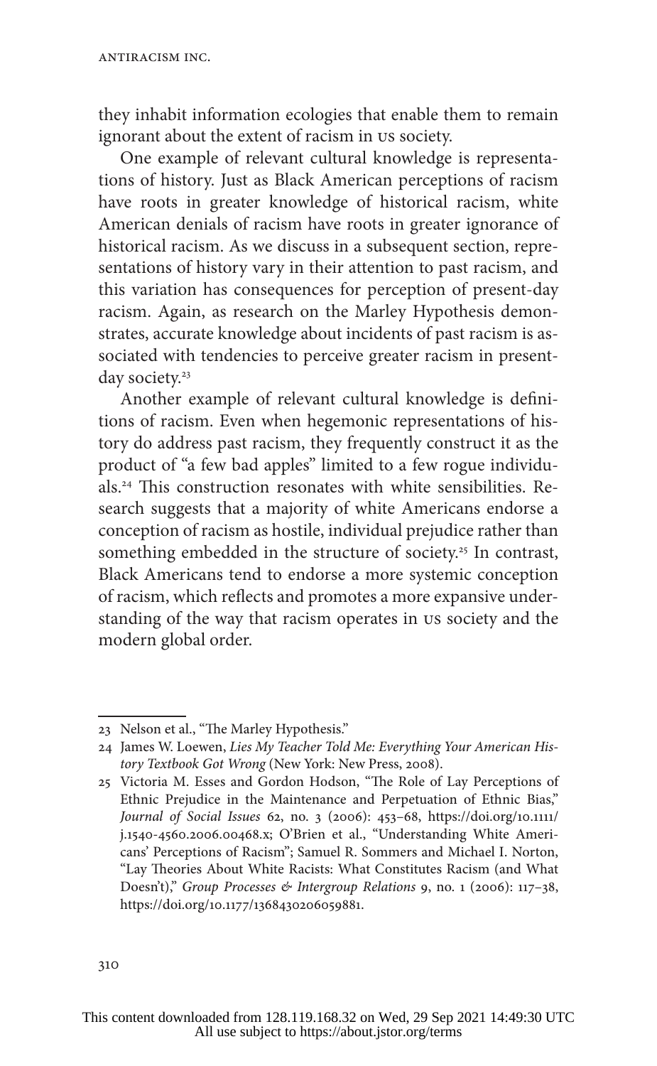they inhabit information ecologies that enable them to remain ignorant about the extent of racism in US society.

One example of relevant cultural knowledge is representations of history. Just as Black American perceptions of racism have roots in greater knowledge of historical racism, white American denials of racism have roots in greater ignorance of historical racism. As we discuss in a subsequent section, representations of history vary in their attention to past racism, and this variation has consequences for perception of present-day racism. Again, as research on the Marley Hypothesis demonstrates, accurate knowledge about incidents of past racism is associated with tendencies to perceive greater racism in present-day society.[23]

Another example of relevant cultural knowledge is definitions of racism. Even when hegemonic representations of history do address past racism, they frequently construct it as the product of "a few bad apples" limited to a few rogue individuals.[24] This construction resonates with white sensibilities. Research suggests that a majority of white Americans endorse a conception of racism as hostile, individual prejudice rather than something embedded in the structure of society.[25] In contrast, Black Americans tend to endorse a more systemic conception of racism, which reflects and promotes a more expansive understanding of the way that racism operates in US society and the modern global order.

---

23 Nelson et al., "The Marley Hypothesis."

24 James W. Loewen, *Lies My Teacher Told Me: Everything Your American History Textbook Got Wrong* (New York: New Press, 2008).

25 Victoria M. Esses and Gordon Hodson, "The Role of Lay Perceptions of Ethnic Prejudice in the Maintenance and Perpetuation of Ethnic Bias," *Journal of Social Issues* 62, no. 3 (2006): 453–68, https://doi.org/10.1111/j.1540-4560.2006.00468.x; O'Brien et al., "Understanding White Americans' Perceptions of Racism"; Samuel R. Sommers and Michael I. Norton, "Lay Theories About White Racists: What Constitutes Racism (and What Doesn't)," *Group Processes & Intergroup Relations* 9, no. 1 (2006): 117–38, https://doi.org/10.1177/1368430206059881.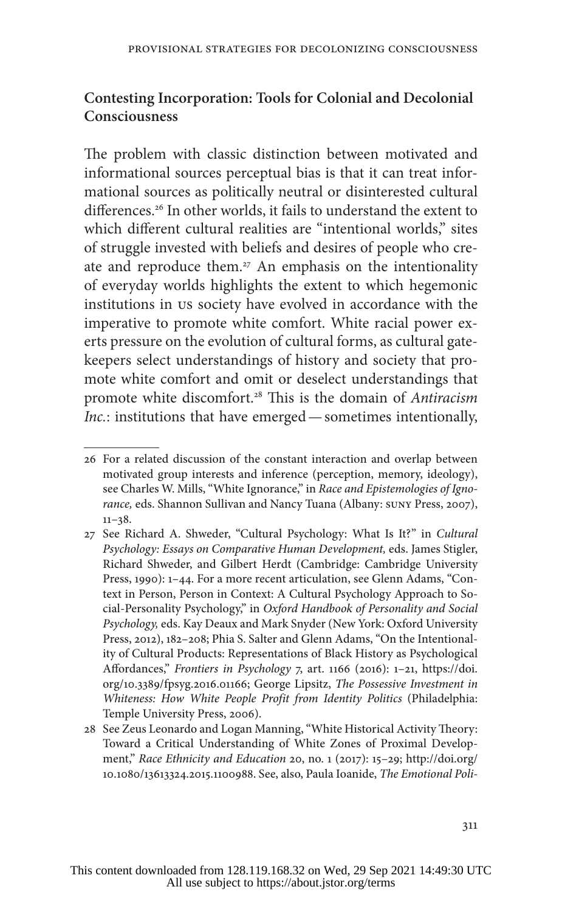## Contesting Incorporation: Tools for Colonial and Decolonial Consciousness

The problem with classic distinction between motivated and informational sources perceptual bias is that it can treat informational sources as politically neutral or disinterested cultural differences.[26] In other worlds, it fails to understand the extent to which different cultural realities are "intentional worlds," sites of struggle invested with beliefs and desires of people who create and reproduce them.[27] An emphasis on the intentionality of everyday worlds highlights the extent to which hegemonic institutions in US society have evolved in accordance with the imperative to promote white comfort. White racial power exerts pressure on the evolution of cultural forms, as cultural gatekeepers select understandings of history and society that promote white comfort and omit or deselect understandings that promote white discomfort.[28] This is the domain of *Antiracism Inc.*: institutions that have emerged — sometimes intentionally,

---

26 For a related discussion of the constant interaction and overlap between motivated group interests and inference (perception, memory, ideology), see Charles W. Mills, "White Ignorance," in *Race and Epistemologies of Ignorance,* eds. Shannon Sullivan and Nancy Tuana (Albany: SUNY Press, 2007), 11–38.

27 See Richard A. Shweder, "Cultural Psychology: What Is It?" in *Cultural Psychology: Essays on Comparative Human Development,* eds. James Stigler, Richard Shweder, and Gilbert Herdt (Cambridge: Cambridge University Press, 1990): 1–44. For a more recent articulation, see Glenn Adams, "Context in Person, Person in Context: A Cultural Psychology Approach to Social-Personality Psychology," in *Oxford Handbook of Personality and Social Psychology,* eds. Kay Deaux and Mark Snyder (New York: Oxford University Press, 2012), 182–208; Phia S. Salter and Glenn Adams, "On the Intentionality of Cultural Products: Representations of Black History as Psychological Affordances," *Frontiers in Psychology* 7, art. 1166 (2016): 1–21, https://doi.org/10.3389/fpsyg.2016.01166; George Lipsitz, *The Possessive Investment in Whiteness: How White People Profit from Identity Politics* (Philadelphia: Temple University Press, 2006).

28 See Zeus Leonardo and Logan Manning, "White Historical Activity Theory: Toward a Critical Understanding of White Zones of Proximal Development," *Race Ethnicity and Education* 20, no. 1 (2017): 15–29; http://doi.org/10.1080/13613324.2015.1100988. See, also, Paula Ioanide, *The Emotional Poli-*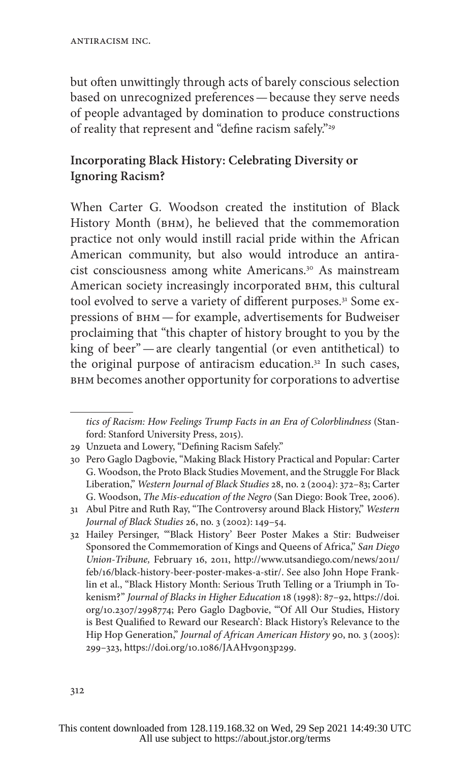but often unwittingly through acts of barely conscious selection based on unrecognized preferences — because they serve needs of people advantaged by domination to produce constructions of reality that represent and "define racism safely."[29]

## Incorporating Black History: Celebrating Diversity or Ignoring Racism?

When Carter G. Woodson created the institution of Black History Month (BHM), he believed that the commemoration practice not only would instill racial pride within the African American community, but also would introduce an antiracist consciousness among white Americans.[30] As mainstream American society increasingly incorporated BHM, this cultural tool evolved to serve a variety of different purposes.[31] Some expressions of BHM — for example, advertisements for Budweiser proclaiming that "this chapter of history brought to you by the king of beer" — are clearly tangential (or even antithetical) to the original purpose of antiracism education.[32] In such cases, BHM becomes another opportunity for corporations to advertise

---

*tics of Racism: How Feelings Trump Facts in an Era of Colorblindness* (Stanford: Stanford University Press, 2015).

29 Unzueta and Lowery, "Defining Racism Safely."

30 Pero Gaglo Dagbovie, "Making Black History Practical and Popular: Carter G. Woodson, the Proto Black Studies Movement, and the Struggle For Black Liberation," *Western Journal of Black Studies* 28, no. 2 (2004): 372–83; Carter G. Woodson, *The Mis-education of the Negro* (San Diego: Book Tree, 2006).

31 Abul Pitre and Ruth Ray, "The Controversy around Black History," *Western Journal of Black Studies* 26, no. 3 (2002): 149–54.

32 Hailey Persinger, "'Black History' Beer Poster Makes a Stir: Budweiser Sponsored the Commemoration of Kings and Queens of Africa," *San Diego Union-Tribune,* February 16, 2011, http://www.utsandiego.com/news/2011/feb/16/black-history-beer-poster-makes-a-stir/. See also John Hope Franklin et al., "Black History Month: Serious Truth Telling or a Triumph in Tokenism?" *Journal of Blacks in Higher Education* 18 (1998): 87–92, https://doi.org/10.2307/2998774; Pero Gaglo Dagbovie, "'Of All Our Studies, History is Best Qualified to Reward our Research': Black History's Relevance to the Hip Hop Generation," *Journal of African American History* 90, no. 3 (2005): 299–323, https://doi.org/10.1086/JAAHv90n3p299.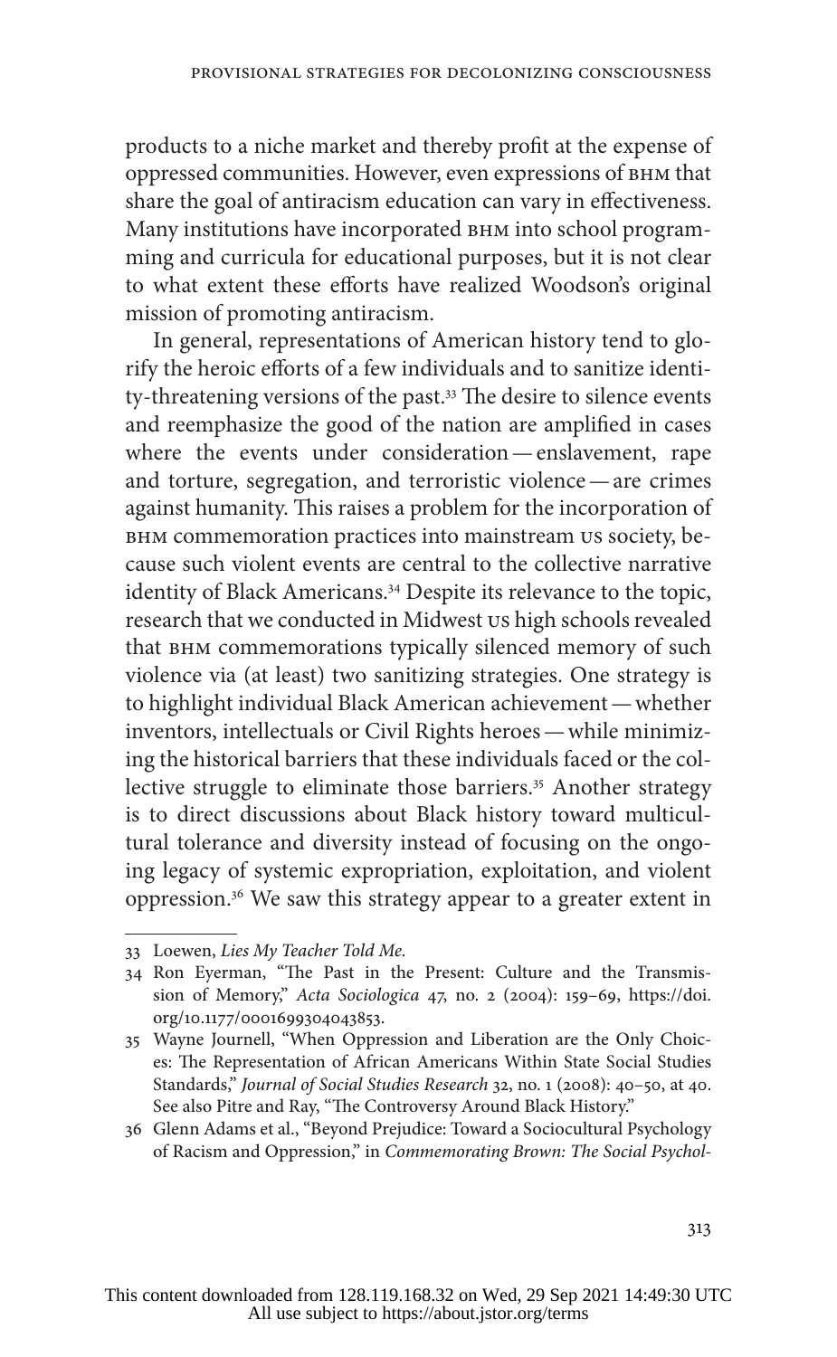products to a niche market and thereby profit at the expense of oppressed communities. However, even expressions of BHM that share the goal of antiracism education can vary in effectiveness. Many institutions have incorporated BHM into school programming and curricula for educational purposes, but it is not clear to what extent these efforts have realized Woodson's original mission of promoting antiracism.

In general, representations of American history tend to glorify the heroic efforts of a few individuals and to sanitize identity-threatening versions of the past.[33] The desire to silence events and reemphasize the good of the nation are amplified in cases where the events under consideration — enslavement, rape and torture, segregation, and terroristic violence — are crimes against humanity. This raises a problem for the incorporation of BHM commemoration practices into mainstream US society, because such violent events are central to the collective narrative identity of Black Americans.[34] Despite its relevance to the topic, research that we conducted in Midwest US high schools revealed that BHM commemorations typically silenced memory of such violence via (at least) two sanitizing strategies. One strategy is to highlight individual Black American achievement — whether inventors, intellectuals or Civil Rights heroes — while minimizing the historical barriers that these individuals faced or the collective struggle to eliminate those barriers.[35] Another strategy is to direct discussions about Black history toward multicultural tolerance and diversity instead of focusing on the ongoing legacy of systemic expropriation, exploitation, and violent oppression.[36] We saw this strategy appear to a greater extent in

---

33 Loewen, *Lies My Teacher Told Me.*

34 Ron Eyerman, "The Past in the Present: Culture and the Transmission of Memory," *Acta Sociologica* 47, no. 2 (2004): 159–69, https://doi.org/10.1177/0001699304043853.

35 Wayne Journell, "When Oppression and Liberation are the Only Choices: The Representation of African Americans Within State Social Studies Standards," *Journal of Social Studies Research* 32, no. 1 (2008): 40–50, at 40. See also Pitre and Ray, "The Controversy Around Black History."

36 Glenn Adams et al., "Beyond Prejudice: Toward a Sociocultural Psychology of Racism and Oppression," in *Commemorating Brown: The Social Psychol-*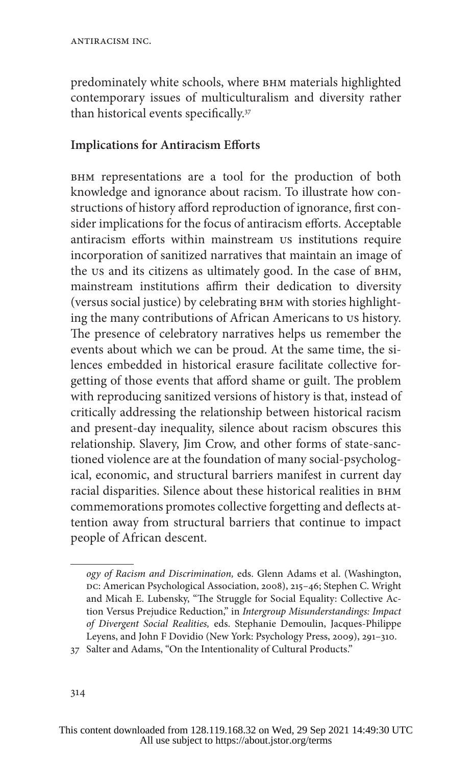predominately white schools, where BHM materials highlighted contemporary issues of multiculturalism and diversity rather than historical events specifically.[37]

**Implications for Antiracism Efforts**

BHM representations are a tool for the production of both knowledge and ignorance about racism. To illustrate how constructions of history afford reproduction of ignorance, first consider implications for the focus of antiracism efforts. Acceptable antiracism efforts within mainstream US institutions require incorporation of sanitized narratives that maintain an image of the US and its citizens as ultimately good. In the case of BHM, mainstream institutions affirm their dedication to diversity (versus social justice) by celebrating BHM with stories highlighting the many contributions of African Americans to US history. The presence of celebratory narratives helps us remember the events about which we can be proud. At the same time, the silences embedded in historical erasure facilitate collective forgetting of those events that afford shame or guilt. The problem with reproducing sanitized versions of history is that, instead of critically addressing the relationship between historical racism and present-day inequality, silence about racism obscures this relationship. Slavery, Jim Crow, and other forms of state-sanctioned violence are at the foundation of many social-psychological, economic, and structural barriers manifest in current day racial disparities. Silence about these historical realities in BHM commemorations promotes collective forgetting and deflects attention away from structural barriers that continue to impact people of African descent.

---

*ogy of Racism and Discrimination,* eds. Glenn Adams et al. (Washington, DC: American Psychological Association, 2008), 215–46; Stephen C. Wright and Micah E. Lubensky, "The Struggle for Social Equality: Collective Action Versus Prejudice Reduction," in *Intergroup Misunderstandings: Impact of Divergent Social Realities,* eds. Stephanie Demoulin, Jacques-Philippe Leyens, and John F Dovidio (New York: Psychology Press, 2009), 291–310.

37 Salter and Adams, "On the Intentionality of Cultural Products."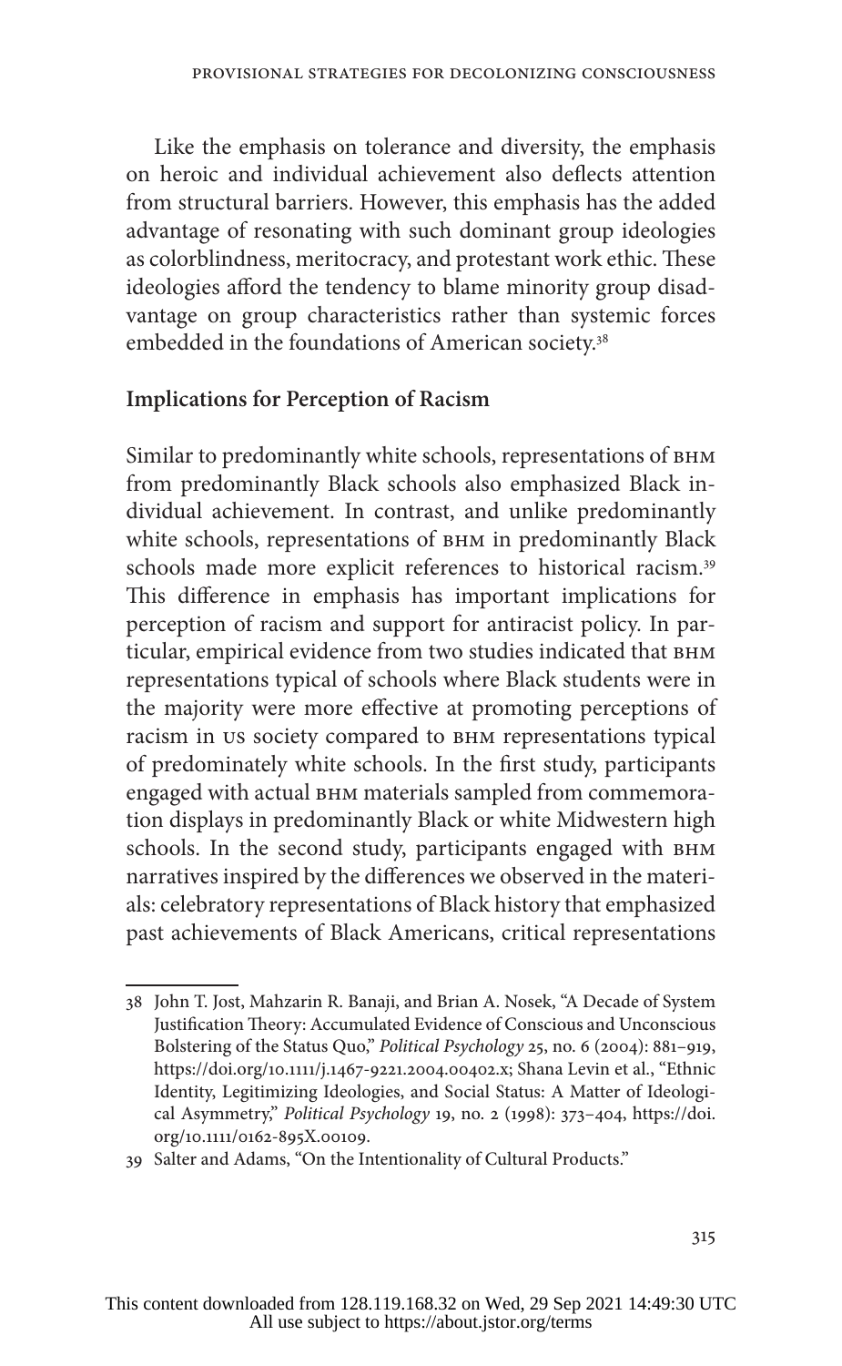Like the emphasis on tolerance and diversity, the emphasis on heroic and individual achievement also deflects attention from structural barriers. However, this emphasis has the added advantage of resonating with such dominant group ideologies as colorblindness, meritocracy, and protestant work ethic. These ideologies afford the tendency to blame minority group disadvantage on group characteristics rather than systemic forces embedded in the foundations of American society.[38]

## Implications for Perception of Racism

Similar to predominantly white schools, representations of BHM from predominantly Black schools also emphasized Black individual achievement. In contrast, and unlike predominantly white schools, representations of BHM in predominantly Black schools made more explicit references to historical racism.[39] This difference in emphasis has important implications for perception of racism and support for antiracist policy. In particular, empirical evidence from two studies indicated that BHM representations typical of schools where Black students were in the majority were more effective at promoting perceptions of racism in US society compared to BHM representations typical of predominately white schools. In the first study, participants engaged with actual BHM materials sampled from commemoration displays in predominantly Black or white Midwestern high schools. In the second study, participants engaged with BHM narratives inspired by the differences we observed in the materials: celebratory representations of Black history that emphasized past achievements of Black Americans, critical representations

---

38 John T. Jost, Mahzarin R. Banaji, and Brian A. Nosek, "A Decade of System Justification Theory: Accumulated Evidence of Conscious and Unconscious Bolstering of the Status Quo," *Political Psychology* 25, no. 6 (2004): 881–919, https://doi.org/10.1111/j.1467-9221.2004.00402.x; Shana Levin et al., "Ethnic Identity, Legitimizing Ideologies, and Social Status: A Matter of Ideological Asymmetry," *Political Psychology* 19, no. 2 (1998): 373–404, https://doi.org/10.1111/0162-895X.00109.

39 Salter and Adams, "On the Intentionality of Cultural Products."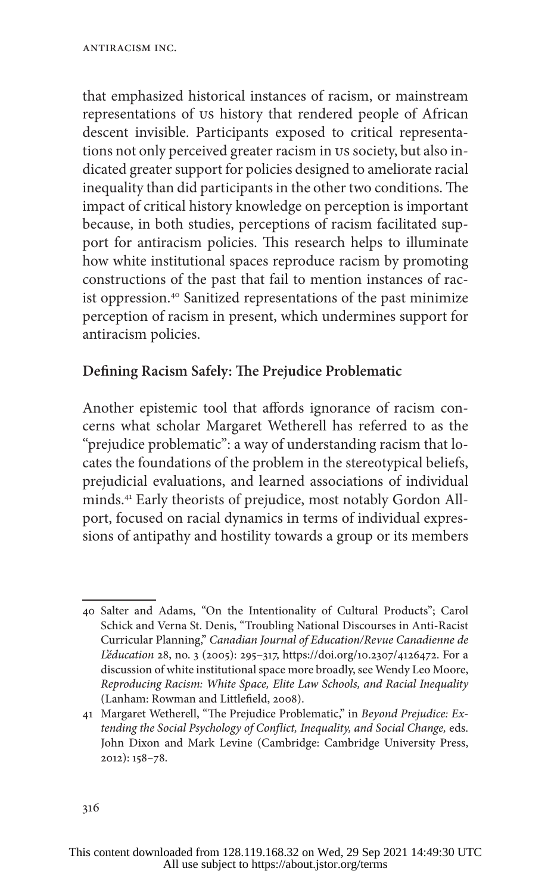that emphasized historical instances of racism, or mainstream representations of US history that rendered people of African descent invisible. Participants exposed to critical representations not only perceived greater racism in US society, but also indicated greater support for policies designed to ameliorate racial inequality than did participants in the other two conditions. The impact of critical history knowledge on perception is important because, in both studies, perceptions of racism facilitated support for antiracism policies. This research helps to illuminate how white institutional spaces reproduce racism by promoting constructions of the past that fail to mention instances of racist oppression.[40] Sanitized representations of the past minimize perception of racism in present, which undermines support for antiracism policies.

## Defining Racism Safely: The Prejudice Problematic

Another epistemic tool that affords ignorance of racism concerns what scholar Margaret Wetherell has referred to as the "prejudice problematic": a way of understanding racism that locates the foundations of the problem in the stereotypical beliefs, prejudicial evaluations, and learned associations of individual minds.[41] Early theorists of prejudice, most notably Gordon Allport, focused on racial dynamics in terms of individual expressions of antipathy and hostility towards a group or its members

---

40 Salter and Adams, "On the Intentionality of Cultural Products"; Carol Schick and Verna St. Denis, "Troubling National Discourses in Anti-Racist Curricular Planning," *Canadian Journal of Education/Revue Canadienne de L'éducation* 28, no. 3 (2005): 295–317, https://doi.org/10.2307/4126472. For a discussion of white institutional space more broadly, see Wendy Leo Moore, *Reproducing Racism: White Space, Elite Law Schools, and Racial Inequality* (Lanham: Rowman and Littlefield, 2008).

41 Margaret Wetherell, "The Prejudice Problematic," in *Beyond Prejudice: Extending the Social Psychology of Conflict, Inequality, and Social Change,* eds. John Dixon and Mark Levine (Cambridge: Cambridge University Press, 2012): 158–78.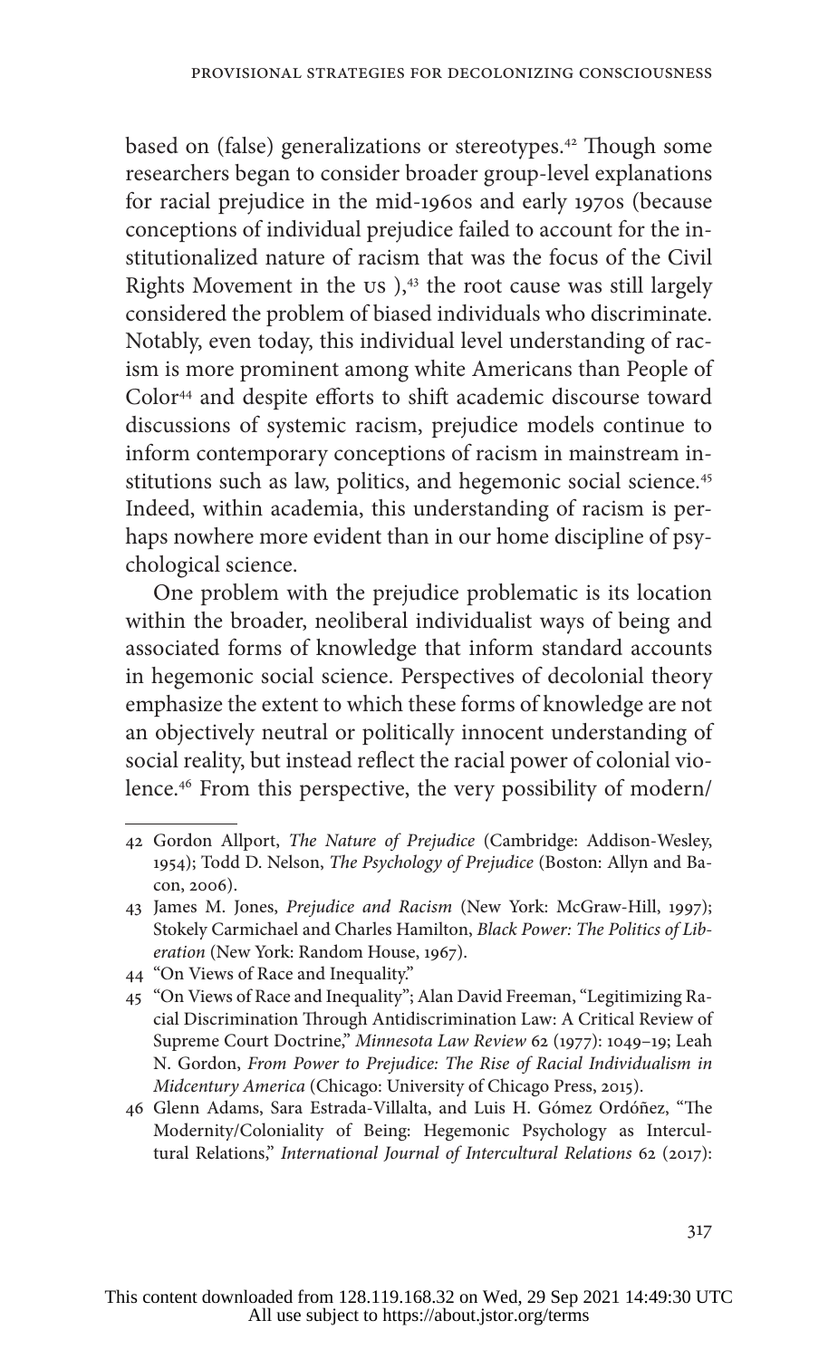based on (false) generalizations or stereotypes.[42] Though some researchers began to consider broader group-level explanations for racial prejudice in the mid-1960s and early 1970s (because conceptions of individual prejudice failed to account for the institutionalized nature of racism that was the focus of the Civil Rights Movement in the US ),[43] the root cause was still largely considered the problem of biased individuals who discriminate. Notably, even today, this individual level understanding of racism is more prominent among white Americans than People of Color[44] and despite efforts to shift academic discourse toward discussions of systemic racism, prejudice models continue to inform contemporary conceptions of racism in mainstream institutions such as law, politics, and hegemonic social science.[45] Indeed, within academia, this understanding of racism is perhaps nowhere more evident than in our home discipline of psychological science.

One problem with the prejudice problematic is its location within the broader, neoliberal individualist ways of being and associated forms of knowledge that inform standard accounts in hegemonic social science. Perspectives of decolonial theory emphasize the extent to which these forms of knowledge are not an objectively neutral or politically innocent understanding of social reality, but instead reflect the racial power of colonial violence.[46] From this perspective, the very possibility of modern/

---

42 Gordon Allport, *The Nature of Prejudice* (Cambridge: Addison-Wesley, 1954); Todd D. Nelson, *The Psychology of Prejudice* (Boston: Allyn and Bacon, 2006).

43 James M. Jones, *Prejudice and Racism* (New York: McGraw-Hill, 1997); Stokely Carmichael and Charles Hamilton, *Black Power: The Politics of Liberation* (New York: Random House, 1967).

44 "On Views of Race and Inequality."

45 "On Views of Race and Inequality"; Alan David Freeman, "Legitimizing Racial Discrimination Through Antidiscrimination Law: A Critical Review of Supreme Court Doctrine," *Minnesota Law Review* 62 (1977): 1049–19; Leah N. Gordon, *From Power to Prejudice: The Rise of Racial Individualism in Midcentury America* (Chicago: University of Chicago Press, 2015).

46 Glenn Adams, Sara Estrada-Villalta, and Luis H. Gómez Ordóñez, "The Modernity/Coloniality of Being: Hegemonic Psychology as Intercultural Relations," *International Journal of Intercultural Relations* 62 (2017):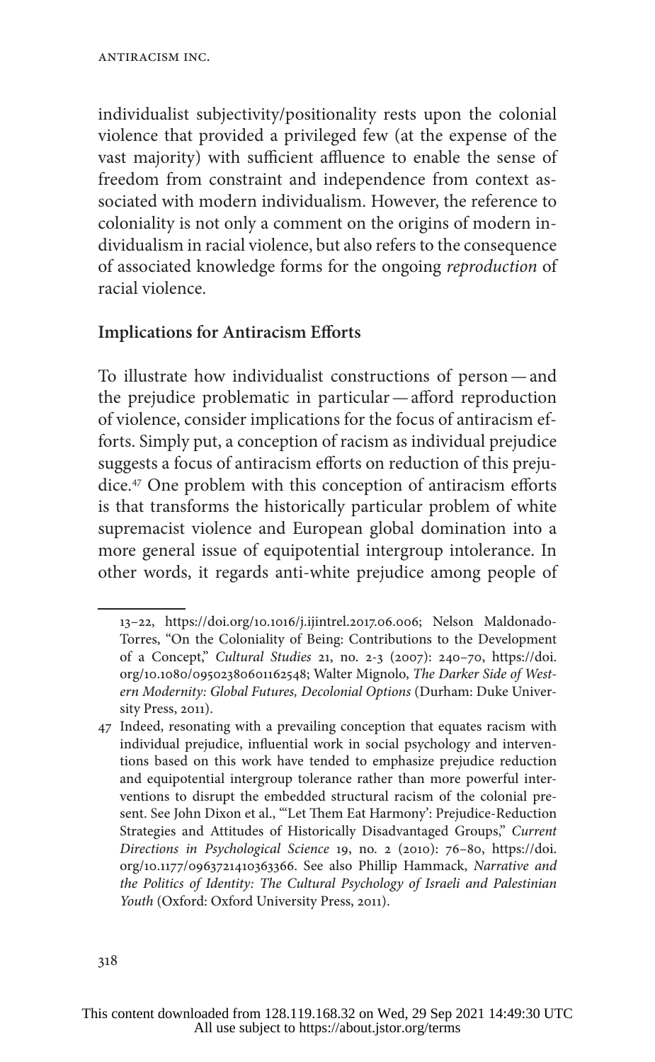individualist subjectivity/positionality rests upon the colonial violence that provided a privileged few (at the expense of the vast majority) with sufficient affluence to enable the sense of freedom from constraint and independence from context associated with modern individualism. However, the reference to coloniality is not only a comment on the origins of modern individualism in racial violence, but also refers to the consequence of associated knowledge forms for the ongoing *reproduction* of racial violence.

### Implications for Antiracism Efforts

To illustrate how individualist constructions of person — and the prejudice problematic in particular — afford reproduction of violence, consider implications for the focus of antiracism efforts. Simply put, a conception of racism as individual prejudice suggests a focus of antiracism efforts on reduction of this prejudice.[47] One problem with this conception of antiracism efforts is that transforms the historically particular problem of white supremacist violence and European global domination into a more general issue of equipotential intergroup intolerance. In other words, it regards anti-white prejudice among people of

---

13–22, https://doi.org/10.1016/j.ijintrel.2017.06.006; Nelson Maldonado-Torres, "On the Coloniality of Being: Contributions to the Development of a Concept," *Cultural Studies* 21, no. 2-3 (2007): 240–70, https://doi.org/10.1080/09502380601162548; Walter Mignolo, *The Darker Side of Western Modernity: Global Futures, Decolonial Options* (Durham: Duke University Press, 2011).

47 Indeed, resonating with a prevailing conception that equates racism with individual prejudice, influential work in social psychology and interventions based on this work have tended to emphasize prejudice reduction and equipotential intergroup tolerance rather than more powerful interventions to disrupt the embedded structural racism of the colonial present. See John Dixon et al., "'Let Them Eat Harmony': Prejudice-Reduction Strategies and Attitudes of Historically Disadvantaged Groups," *Current Directions in Psychological Science* 19, no. 2 (2010): 76–80, https://doi.org/10.1177/0963721410363366. See also Phillip Hammack, *Narrative and the Politics of Identity: The Cultural Psychology of Israeli and Palestinian Youth* (Oxford: Oxford University Press, 2011).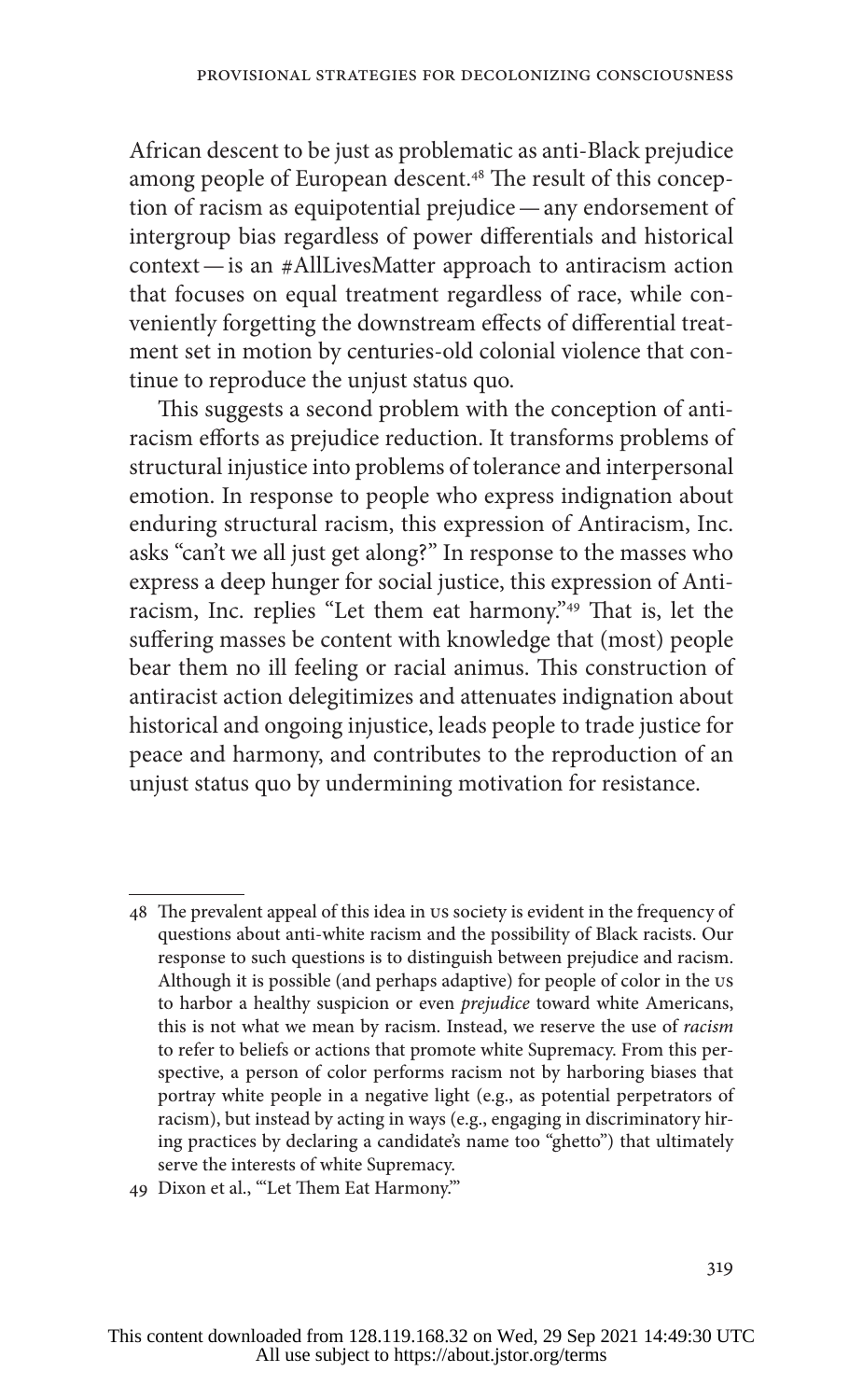African descent to be just as problematic as anti-Black prejudice among people of European descent.[48] The result of this conception of racism as equipotential prejudice — any endorsement of intergroup bias regardless of power differentials and historical context — is an #AllLivesMatter approach to antiracism action that focuses on equal treatment regardless of race, while conveniently forgetting the downstream effects of differential treatment set in motion by centuries-old colonial violence that continue to reproduce the unjust status quo.

This suggests a second problem with the conception of antiracism efforts as prejudice reduction. It transforms problems of structural injustice into problems of tolerance and interpersonal emotion. In response to people who express indignation about enduring structural racism, this expression of Antiracism, Inc. asks "can't we all just get along?" In response to the masses who express a deep hunger for social justice, this expression of Antiracism, Inc. replies "Let them eat harmony."[49] That is, let the suffering masses be content with knowledge that (most) people bear them no ill feeling or racial animus. This construction of antiracist action delegitimizes and attenuates indignation about historical and ongoing injustice, leads people to trade justice for peace and harmony, and contributes to the reproduction of an unjust status quo by undermining motivation for resistance.

---

48 The prevalent appeal of this idea in US society is evident in the frequency of questions about anti-white racism and the possibility of Black racists. Our response to such questions is to distinguish between prejudice and racism. Although it is possible (and perhaps adaptive) for people of color in the US to harbor a healthy suspicion or even *prejudice* toward white Americans, this is not what we mean by racism. Instead, we reserve the use of *racism* to refer to beliefs or actions that promote white Supremacy. From this perspective, a person of color performs racism not by harboring biases that portray white people in a negative light (e.g., as potential perpetrators of racism), but instead by acting in ways (e.g., engaging in discriminatory hiring practices by declaring a candidate's name too "ghetto") that ultimately serve the interests of white Supremacy.

49 Dixon et al., "'Let Them Eat Harmony.'"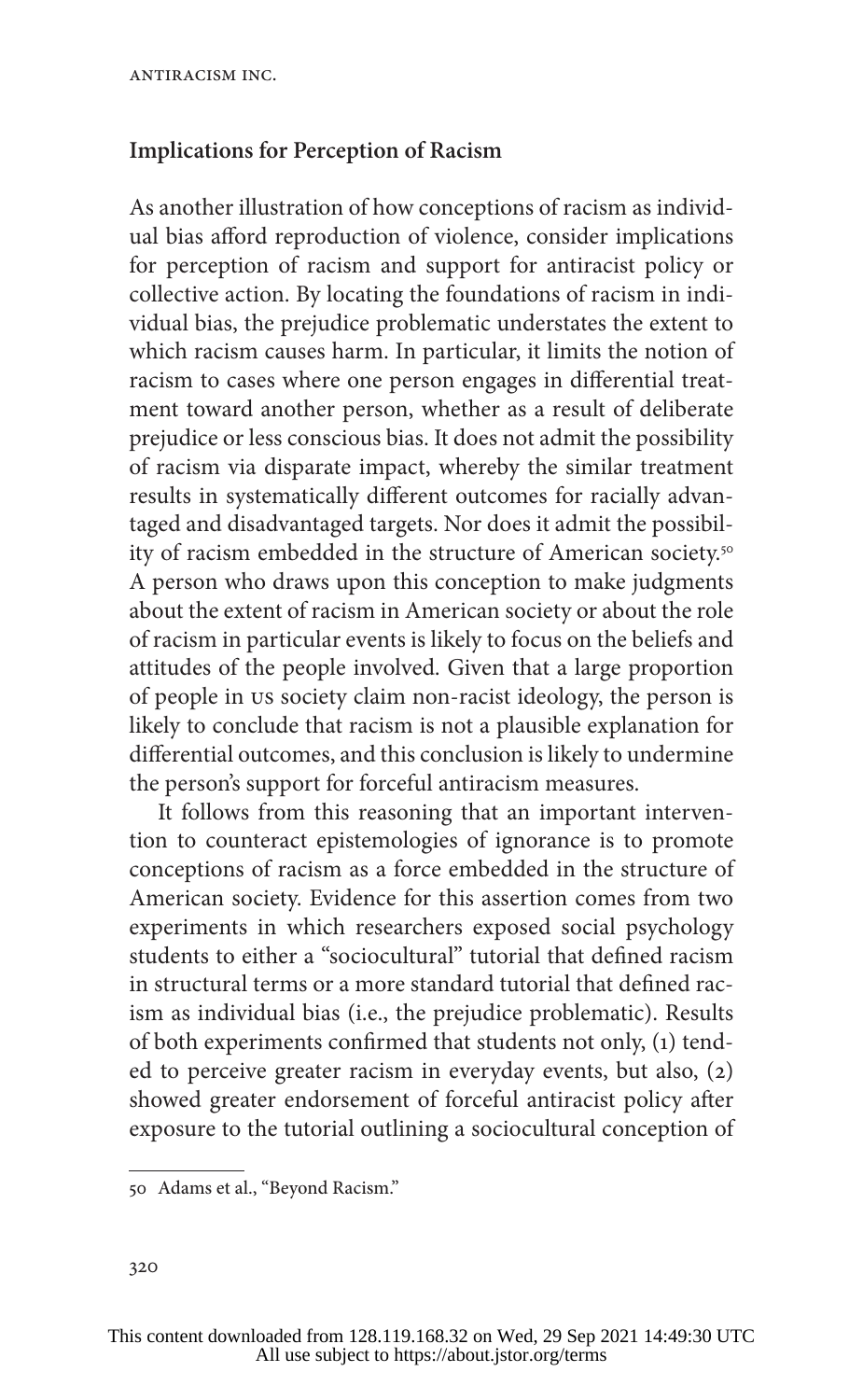## Implications for Perception of Racism

As another illustration of how conceptions of racism as individual bias afford reproduction of violence, consider implications for perception of racism and support for antiracist policy or collective action. By locating the foundations of racism in individual bias, the prejudice problematic understates the extent to which racism causes harm. In particular, it limits the notion of racism to cases where one person engages in differential treatment toward another person, whether as a result of deliberate prejudice or less conscious bias. It does not admit the possibility of racism via disparate impact, whereby the similar treatment results in systematically different outcomes for racially advantaged and disadvantaged targets. Nor does it admit the possibility of racism embedded in the structure of American society.[50] A person who draws upon this conception to make judgments about the extent of racism in American society or about the role of racism in particular events is likely to focus on the beliefs and attitudes of the people involved. Given that a large proportion of people in US society claim non-racist ideology, the person is likely to conclude that racism is not a plausible explanation for differential outcomes, and this conclusion is likely to undermine the person's support for forceful antiracism measures.

It follows from this reasoning that an important intervention to counteract epistemologies of ignorance is to promote conceptions of racism as a force embedded in the structure of American society. Evidence for this assertion comes from two experiments in which researchers exposed social psychology students to either a "sociocultural" tutorial that defined racism in structural terms or a more standard tutorial that defined racism as individual bias (i.e., the prejudice problematic). Results of both experiments confirmed that students not only, (1) tended to perceive greater racism in everyday events, but also, (2) showed greater endorsement of forceful antiracist policy after exposure to the tutorial outlining a sociocultural conception of

50 Adams et al., "Beyond Racism."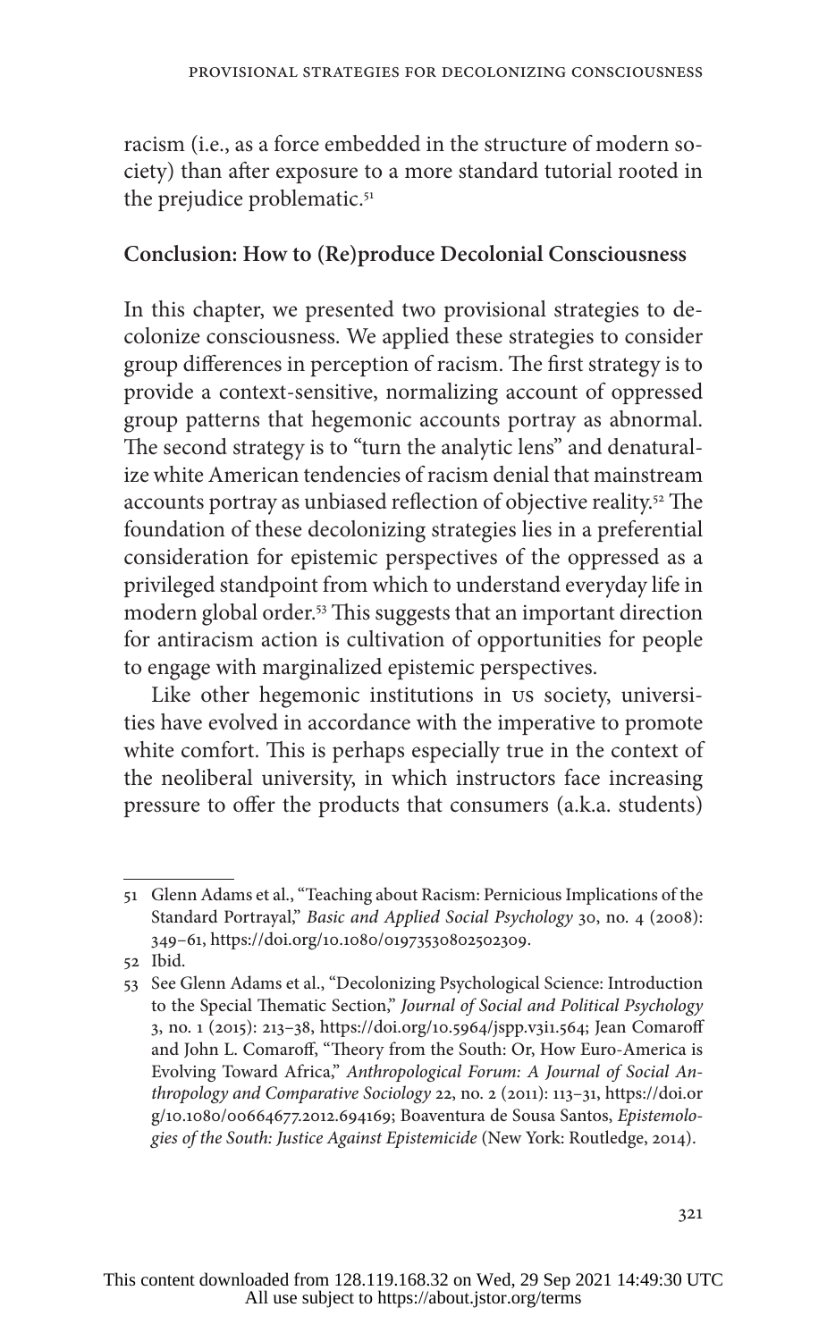racism (i.e., as a force embedded in the structure of modern society) than after exposure to a more standard tutorial rooted in the prejudice problematic.[51]

## Conclusion: How to (Re)produce Decolonial Consciousness

In this chapter, we presented two provisional strategies to decolonize consciousness. We applied these strategies to consider group differences in perception of racism. The first strategy is to provide a context-sensitive, normalizing account of oppressed group patterns that hegemonic accounts portray as abnormal. The second strategy is to "turn the analytic lens" and denaturalize white American tendencies of racism denial that mainstream accounts portray as unbiased reflection of objective reality.[52] The foundation of these decolonizing strategies lies in a preferential consideration for epistemic perspectives of the oppressed as a privileged standpoint from which to understand everyday life in modern global order.[53] This suggests that an important direction for antiracism action is cultivation of opportunities for people to engage with marginalized epistemic perspectives.

Like other hegemonic institutions in US society, universities have evolved in accordance with the imperative to promote white comfort. This is perhaps especially true in the context of the neoliberal university, in which instructors face increasing pressure to offer the products that consumers (a.k.a. students)

---

51 Glenn Adams et al., "Teaching about Racism: Pernicious Implications of the Standard Portrayal," *Basic and Applied Social Psychology* 30, no. 4 (2008): 349–61, https://doi.org/10.1080/01973530802502309.

52 Ibid.

53 See Glenn Adams et al., "Decolonizing Psychological Science: Introduction to the Special Thematic Section," *Journal of Social and Political Psychology* 3, no. 1 (2015): 213–38, https://doi.org/10.5964/jspp.v3i1.564; Jean Comaroff and John L. Comaroff, "Theory from the South: Or, How Euro-America is Evolving Toward Africa," *Anthropological Forum: A Journal of Social Anthropology and Comparative Sociology* 22, no. 2 (2011): 113–31, https://doi.org/10.1080/00664677.2012.694169; Boaventura de Sousa Santos, *Epistemologies of the South: Justice Against Epistemicide* (New York: Routledge, 2014).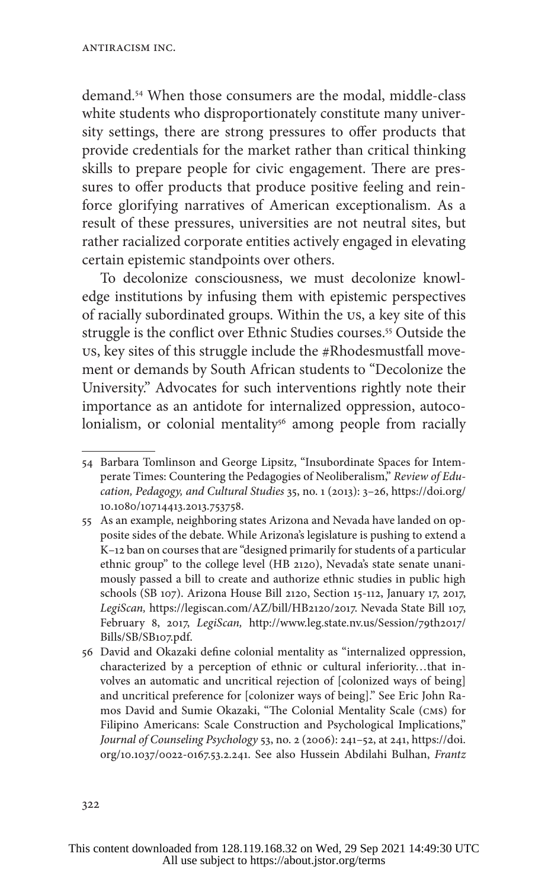demand.[54] When those consumers are the modal, middle-class white students who disproportionately constitute many university settings, there are strong pressures to offer products that provide credentials for the market rather than critical thinking skills to prepare people for civic engagement. There are pressures to offer products that produce positive feeling and reinforce glorifying narratives of American exceptionalism. As a result of these pressures, universities are not neutral sites, but rather racialized corporate entities actively engaged in elevating certain epistemic standpoints over others.

To decolonize consciousness, we must decolonize knowledge institutions by infusing them with epistemic perspectives of racially subordinated groups. Within the US, a key site of this struggle is the conflict over Ethnic Studies courses.[55] Outside the US, key sites of this struggle include the #Rhodesmustfall movement or demands by South African students to "Decolonize the University." Advocates for such interventions rightly note their importance as an antidote for internalized oppression, autocolonialism, or colonial mentality[56] among people from racially

---

54 Barbara Tomlinson and George Lipsitz, "Insubordinate Spaces for Intemperate Times: Countering the Pedagogies of Neoliberalism," *Review of Education, Pedagogy, and Cultural Studies* 35, no. 1 (2013): 3–26, https://doi.org/10.1080/10714413.2013.753758.

55 As an example, neighboring states Arizona and Nevada have landed on opposite sides of the debate. While Arizona's legislature is pushing to extend a K–12 ban on courses that are "designed primarily for students of a particular ethnic group" to the college level (HB 2120), Nevada's state senate unanimously passed a bill to create and authorize ethnic studies in public high schools (SB 107). Arizona House Bill 2120, Section 15-112, January 17, 2017, *LegiScan,* https://legiscan.com/AZ/bill/HB2120/2017. Nevada State Bill 107, February 8, 2017, *LegiScan,* http://www.leg.state.nv.us/Session/79th2017/Bills/SB/SB107.pdf.

56 David and Okazaki define colonial mentality as "internalized oppression, characterized by a perception of ethnic or cultural inferiority…that involves an automatic and uncritical rejection of [colonized ways of being] and uncritical preference for [colonizer ways of being]." See Eric John Ramos David and Sumie Okazaki, "The Colonial Mentality Scale (CMS) for Filipino Americans: Scale Construction and Psychological Implications," *Journal of Counseling Psychology* 53, no. 2 (2006): 241–52, at 241, https://doi.org/10.1037/0022-0167.53.2.241. See also Hussein Abdilahi Bulhan, *Frantz*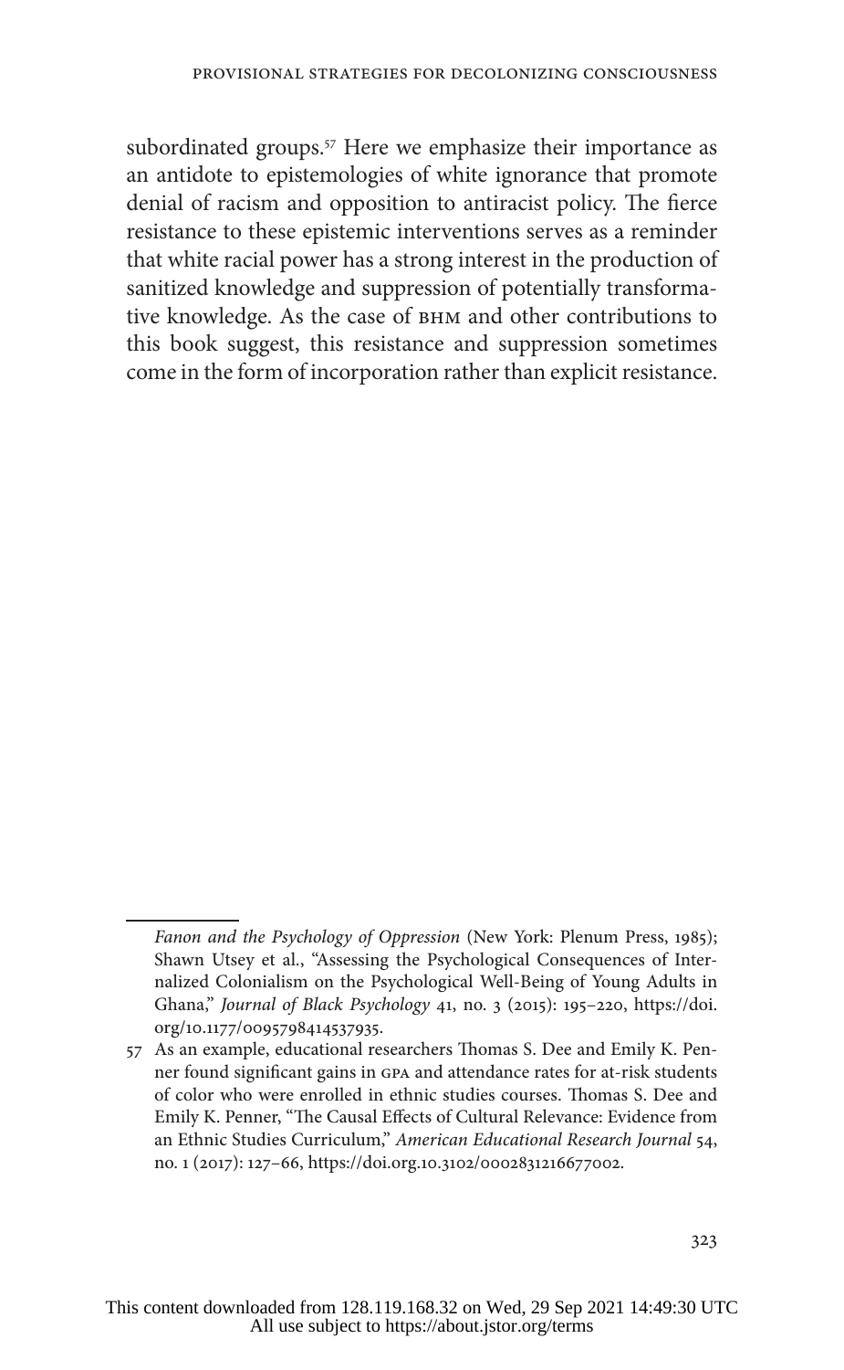subordinated groups.[57] Here we emphasize their importance as an antidote to epistemologies of white ignorance that promote denial of racism and opposition to antiracist policy. The fierce resistance to these epistemic interventions serves as a reminder that white racial power has a strong interest in the production of sanitized knowledge and suppression of potentially transformative knowledge. As the case of BHM and other contributions to this book suggest, this resistance and suppression sometimes come in the form of incorporation rather than explicit resistance.

---

*Fanon and the Psychology of Oppression* (New York: Plenum Press, 1985); Shawn Utsey et al., "Assessing the Psychological Consequences of Internalized Colonialism on the Psychological Well-Being of Young Adults in Ghana," *Journal of Black Psychology* 41, no. 3 (2015): 195–220, https://doi.org/10.1177/0095798414537935.

57 As an example, educational researchers Thomas S. Dee and Emily K. Penner found significant gains in GPA and attendance rates for at-risk students of color who were enrolled in ethnic studies courses. Thomas S. Dee and Emily K. Penner, "The Causal Effects of Cultural Relevance: Evidence from an Ethnic Studies Curriculum," *American Educational Research Journal* 54, no. 1 (2017): 127–66, https://doi.org.10.3102/0002831216677002.